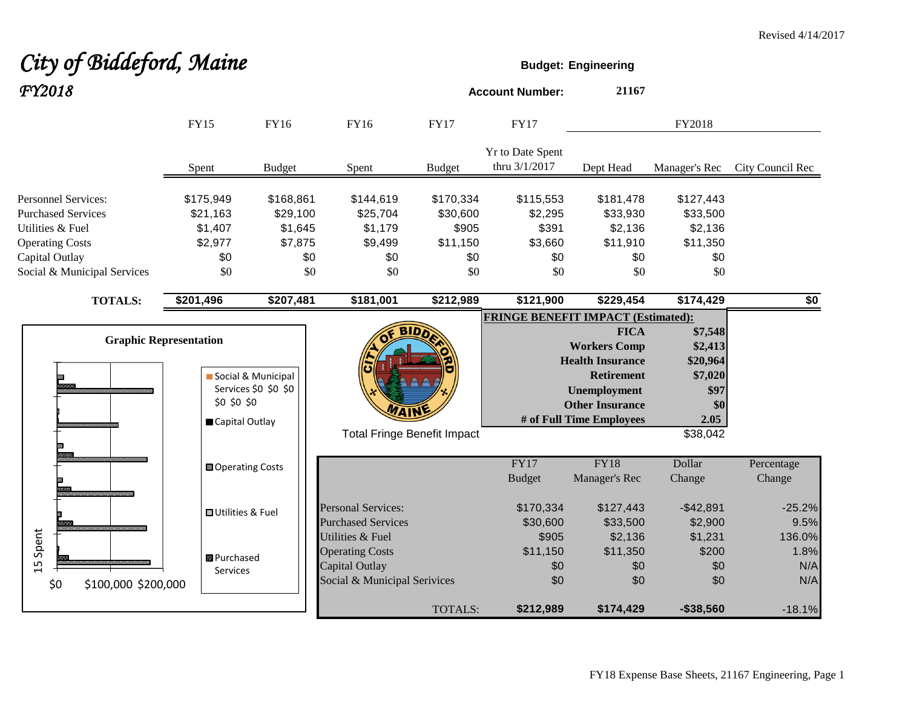Revised 4/14/2017

# *City of Biddeford, Maine*

## *FY2018*

**Budget: Engineering**

**Account Number: 21167**

| | FY15 Spent | FY16 Budget | FY16 Spent | FY17 Budget | FY17 Yr to Date Spent thru 3/1/2017 | FY2018 Dept Head | FY2018 Manager's Rec | FY2018 City Council Rec |
|---|---|---|---|---|---|---|---|---|
| Personnel Services: | $175,949 | $168,861 | $144,619 | $170,334 | $115,553 | $181,478 | $127,443 | |
| Purchased Services | $21,163 | $29,100 | $25,704 | $30,600 | $2,295 | $33,930 | $33,500 | |
| Utilities & Fuel | $1,407 | $1,645 | $1,179 | $905 | $391 | $2,136 | $2,136 | |
| Operating Costs | $2,977 | $7,875 | $9,499 | $11,150 | $3,660 | $11,910 | $11,350 | |
| Capital Outlay | $0 | $0 | $0 | $0 | $0 | $0 | $0 | |
| Social & Municipal Services | $0 | $0 | $0 | $0 | $0 | $0 | $0 | |
| **TOTALS:** | **$201,496** | **$207,481** | **$181,001** | **$212,989** | **$121,900** | **$229,454** | **$174,429** | **$0** |

**FRINGE BENEFIT IMPACT (Estimated):**

| | |
|---|---|
| **FICA** | **$7,548** |
| **Workers Comp** | **$2,413** |
| **Health Insurance** | **$20,964** |
| **Retirement** | **$7,020** |
| **Unemployment** | **$97** |
| **Other Insurance** | **$0** |
| **# of Full Time Employees** | **2.05** |
| Total Fringe Benefit Impact | $38,042 |

**Graphic Representation**

Legend: Social & Municipal Services $0 $0 $0 $0 $0 $0; Capital Outlay; Operating Costs; Utilities & Fuel; Purchased Services

Axis: $0 $100,000 $200,000; 15 Spent

| | FY17 Budget | FY18 Manager's Rec | Dollar Change | Percentage Change |
|---|---|---|---|---|
| Personal Services: | $170,334 | $127,443 | -$42,891 | -25.2% |
| Purchased Services | $30,600 | $33,500 | $2,900 | 9.5% |
| Utilities & Fuel | $905 | $2,136 | $1,231 | 136.0% |
| Operating Costs | $11,150 | $11,350 | $200 | 1.8% |
| Capital Outlay | $0 | $0 | $0 | N/A |
| Social & Municipal Serivices | $0 | $0 | $0 | N/A |
| TOTALS: | **$212,989** | **$174,429** | **-$38,560** | -18.1% |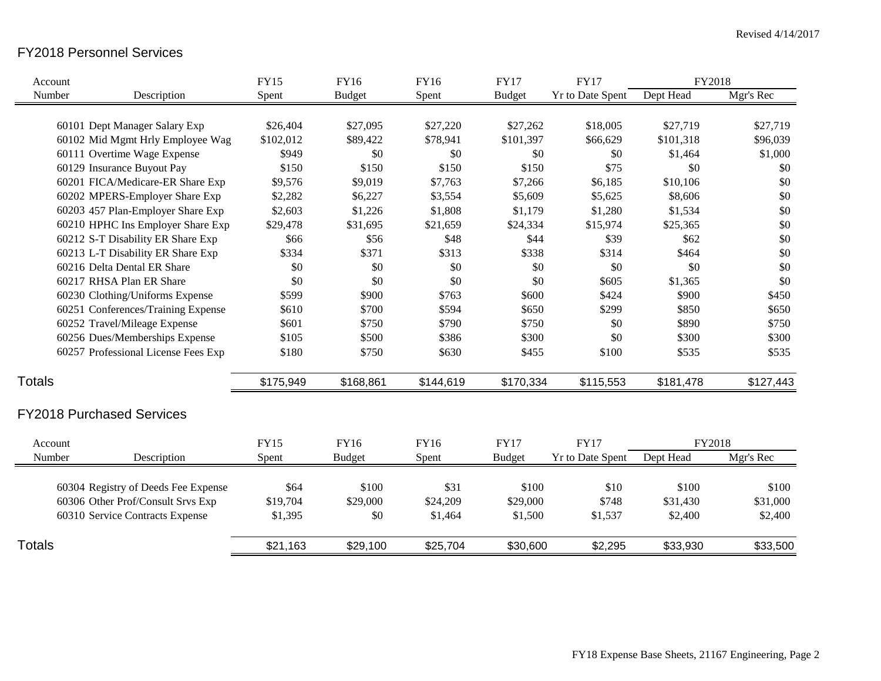Revised 4/14/2017

## FY2018 Personnel Services

| Account Number | Description | FY15 Spent | FY16 Budget | FY16 Spent | FY17 Budget | FY17 Yr to Date Spent | FY2018 Dept Head | FY2018 Mgr's Rec |
|---|---|---|---|---|---|---|---|---|
| 60101 | Dept Manager Salary Exp | $26,404 | $27,095 | $27,220 | $27,262 | $18,005 | $27,719 | $27,719 |
| 60102 | Mid Mgmt Hrly Employee Wag | $102,012 | $89,422 | $78,941 | $101,397 | $66,629 | $101,318 | $96,039 |
| 60111 | Overtime Wage Expense | $949 | $0 | $0 | $0 | $0 | $1,464 | $1,000 |
| 60129 | Insurance Buyout Pay | $150 | $150 | $150 | $150 | $75 | $0 | $0 |
| 60201 | FICA/Medicare-ER Share Exp | $9,576 | $9,019 | $7,763 | $7,266 | $6,185 | $10,106 | $0 |
| 60202 | MPERS-Employer Share Exp | $2,282 | $6,227 | $3,554 | $5,609 | $5,625 | $8,606 | $0 |
| 60203 | 457 Plan-Employer Share Exp | $2,603 | $1,226 | $1,808 | $1,179 | $1,280 | $1,534 | $0 |
| 60210 | HPHC Ins Employer Share Exp | $29,478 | $31,695 | $21,659 | $24,334 | $15,974 | $25,365 | $0 |
| 60212 | S-T Disability ER Share Exp | $66 | $56 | $48 | $44 | $39 | $62 | $0 |
| 60213 | L-T Disability ER Share Exp | $334 | $371 | $313 | $338 | $314 | $464 | $0 |
| 60216 | Delta Dental ER Share | $0 | $0 | $0 | $0 | $0 | $0 | $0 |
| 60217 | RHSA Plan ER Share | $0 | $0 | $0 | $0 | $605 | $1,365 | $0 |
| 60230 | Clothing/Uniforms Expense | $599 | $900 | $763 | $600 | $424 | $900 | $450 |
| 60251 | Conferences/Training Expense | $610 | $700 | $594 | $650 | $299 | $850 | $650 |
| 60252 | Travel/Mileage Expense | $601 | $750 | $790 | $750 | $0 | $890 | $750 |
| 60256 | Dues/Memberships Expense | $105 | $500 | $386 | $300 | $0 | $300 | $300 |
| 60257 | Professional License Fees Exp | $180 | $750 | $630 | $455 | $100 | $535 | $535 |
| **Totals** | | $175,949 | $168,861 | $144,619 | $170,334 | $115,553 | $181,478 | $127,443 |

## FY2018 Purchased Services

| Account Number | Description | FY15 Spent | FY16 Budget | FY16 Spent | FY17 Budget | FY17 Yr to Date Spent | FY2018 Dept Head | FY2018 Mgr's Rec |
|---|---|---|---|---|---|---|---|---|
| 60304 | Registry of Deeds Fee Expense | $64 | $100 | $31 | $100 | $10 | $100 | $100 |
| 60306 | Other Prof/Consult Srvs Exp | $19,704 | $29,000 | $24,209 | $29,000 | $748 | $31,430 | $31,000 |
| 60310 | Service Contracts Expense | $1,395 | $0 | $1,464 | $1,500 | $1,537 | $2,400 | $2,400 |
| **Totals** | | $21,163 | $29,100 | $25,704 | $30,600 | $2,295 | $33,930 | $33,500 |

FY18 Expense Base Sheets, 21167 Engineering, Page 2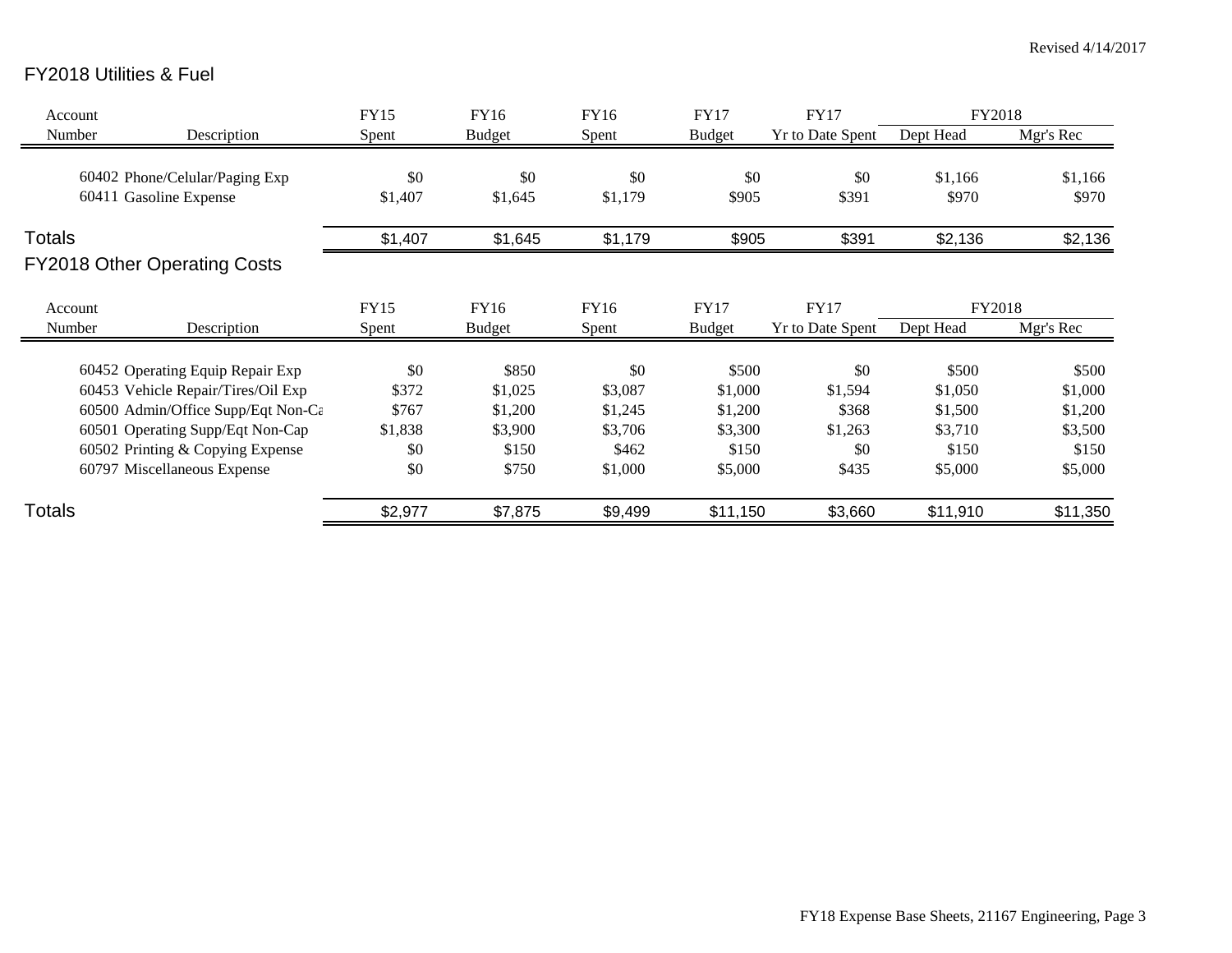Revised 4/14/2017

## FY2018 Utilities & Fuel

| Account Number | Description | FY15 Spent | FY16 Budget | FY16 Spent | FY17 Budget | FY17 Yr to Date Spent | FY2018 Dept Head | FY2018 Mgr's Rec |
|---|---|---|---|---|---|---|---|---|
| 60402 | Phone/Celular/Paging Exp | $0 | $0 | $0 | $0 | $0 | $1,166 | $1,166 |
| 60411 | Gasoline Expense | $1,407 | $1,645 | $1,179 | $905 | $391 | $970 | $970 |
| **Totals** | | $1,407 | $1,645 | $1,179 | $905 | $391 | $2,136 | $2,136 |

## FY2018 Other Operating Costs

| Account Number | Description | FY15 Spent | FY16 Budget | FY16 Spent | FY17 Budget | FY17 Yr to Date Spent | FY2018 Dept Head | FY2018 Mgr's Rec |
|---|---|---|---|---|---|---|---|---|
| 60452 | Operating Equip Repair Exp | $0 | $850 | $0 | $500 | $0 | $500 | $500 |
| 60453 | Vehicle Repair/Tires/Oil Exp | $372 | $1,025 | $3,087 | $1,000 | $1,594 | $1,050 | $1,000 |
| 60500 | Admin/Office Supp/Eqt Non-Ca | $767 | $1,200 | $1,245 | $1,200 | $368 | $1,500 | $1,200 |
| 60501 | Operating Supp/Eqt Non-Cap | $1,838 | $3,900 | $3,706 | $3,300 | $1,263 | $3,710 | $3,500 |
| 60502 | Printing & Copying Expense | $0 | $150 | $462 | $150 | $0 | $150 | $150 |
| 60797 | Miscellaneous Expense | $0 | $750 | $1,000 | $5,000 | $435 | $5,000 | $5,000 |
| **Totals** | | $2,977 | $7,875 | $9,499 | $11,150 | $3,660 | $11,910 | $11,350 |

FY18 Expense Base Sheets, 21167 Engineering, Page 3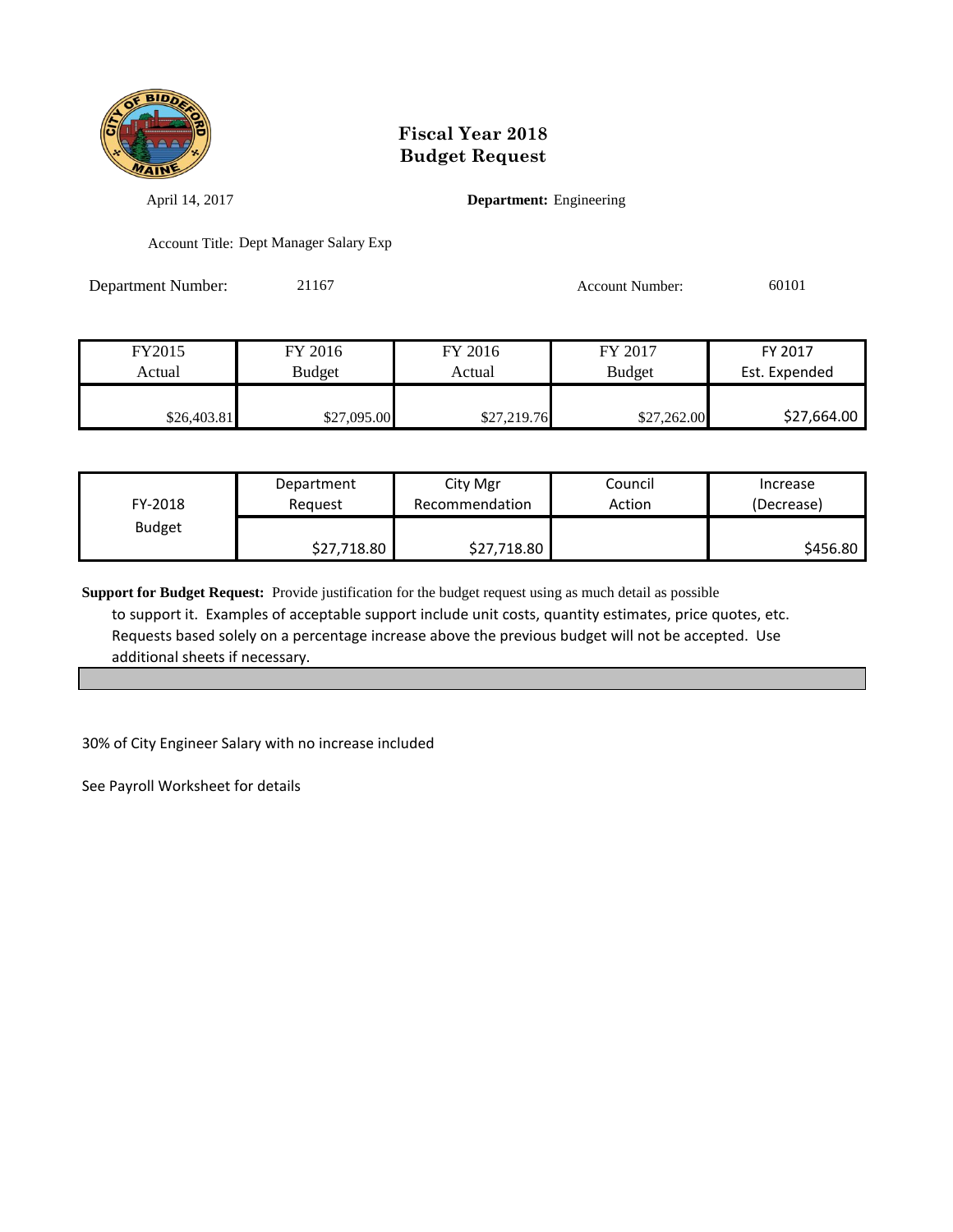# Fiscal Year 2018
# Budget Request

April 14, 2017

**Department:** Engineering

Account Title: Dept Manager Salary Exp

Department Number: 21167

Account Number: 60101

| FY2015 Actual | FY 2016 Budget | FY 2016 Actual | FY 2017 Budget | FY 2017 Est. Expended |
|---|---|---|---|---|
| $26,403.81 | $27,095.00 | $27,219.76 | $27,262.00 | $27,664.00 |

| FY-2018 Budget | Department Request | City Mgr Recommendation | Council Action | Increase (Decrease) |
|---|---|---|---|---|
| | $27,718.80 | $27,718.80 | | $456.80 |

**Support for Budget Request:** Provide justification for the budget request using as much detail as possible to support it. Examples of acceptable support include unit costs, quantity estimates, price quotes, etc. Requests based solely on a percentage increase above the previous budget will not be accepted. Use additional sheets if necessary.

30% of City Engineer Salary with no increase included

See Payroll Worksheet for details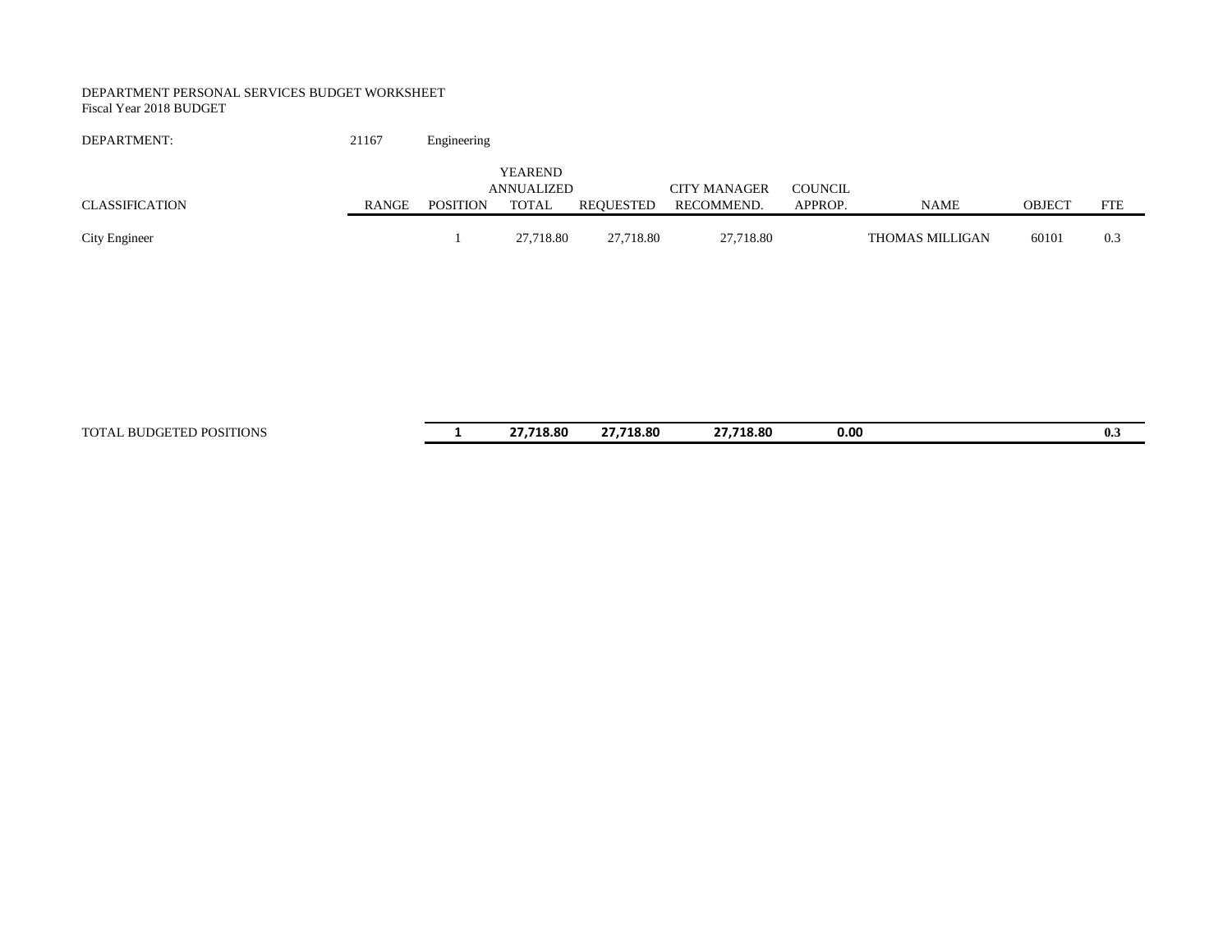DEPARTMENT PERSONAL SERVICES BUDGET WORKSHEET
Fiscal Year 2018 BUDGET

DEPARTMENT: 21167 Engineering

| CLASSIFICATION | RANGE | POSITION | YEAREND ANNUALIZED TOTAL | REQUESTED | CITY MANAGER RECOMMEND. | COUNCIL APPROP. | NAME | OBJECT | FTE |
|---|---|---|---|---|---|---|---|---|---|
| City Engineer | | 1 | 27,718.80 | 27,718.80 | 27,718.80 | | THOMAS MILLIGAN | 60101 | 0.3 |
| TOTAL BUDGETED POSITIONS | | **1** | **27,718.80** | **27,718.80** | **27,718.80** | **0.00** | | | **0.3** |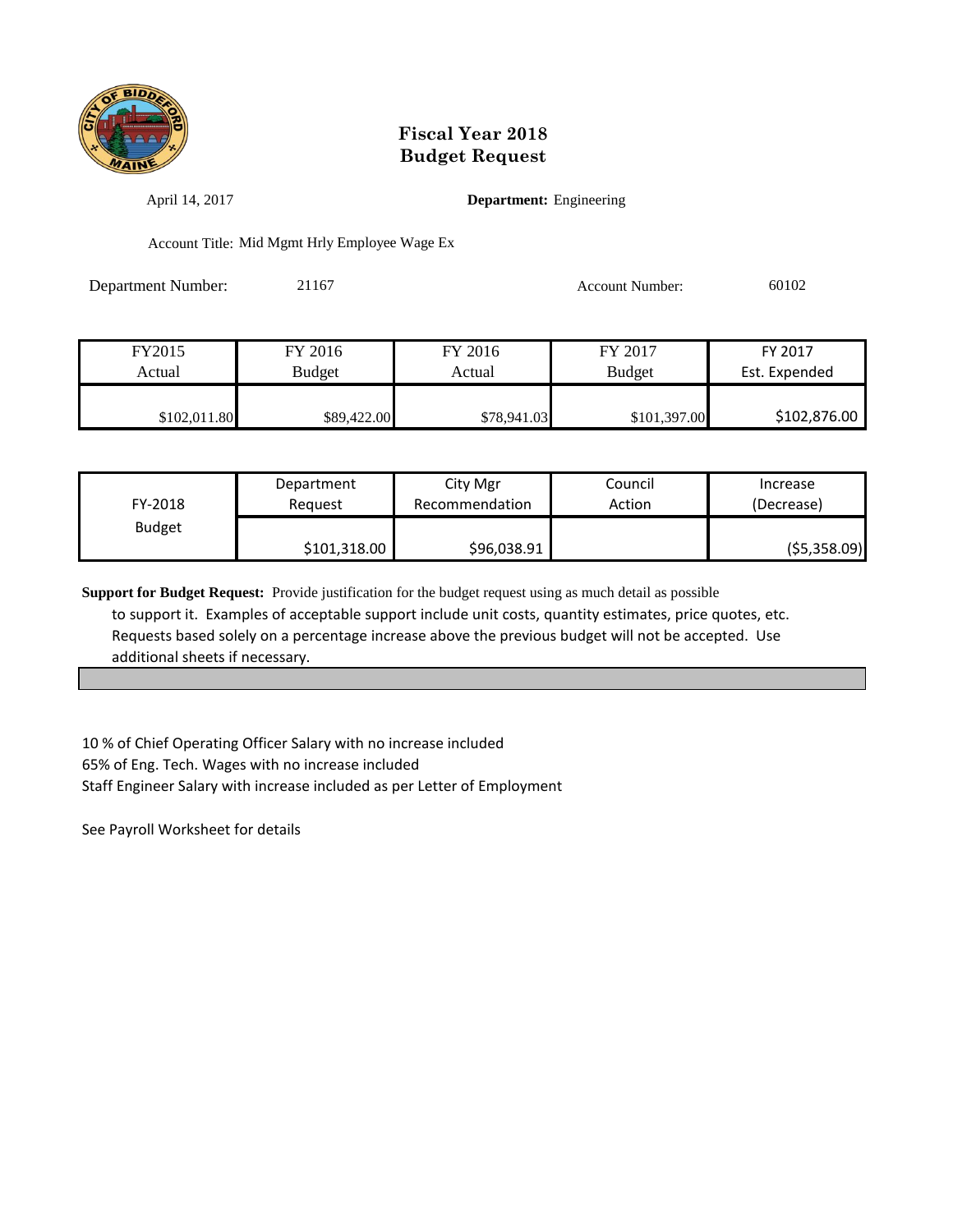# Fiscal Year 2018
# Budget Request

April 14, 2017

**Department:** Engineering

Account Title: Mid Mgmt Hrly Employee Wage Ex

Department Number: 21167

Account Number: 60102

| FY2015 Actual | FY 2016 Budget | FY 2016 Actual | FY 2017 Budget | FY 2017 Est. Expended |
|---|---|---|---|---|
| $102,011.80 | $89,422.00 | $78,941.03 | $101,397.00 | $102,876.00 |

| FY-2018 Budget | Department Request | City Mgr Recommendation | Council Action | Increase (Decrease) |
|---|---|---|---|---|
| | $101,318.00 | $96,038.91 | | ($5,358.09) |

**Support for Budget Request:** Provide justification for the budget request using as much detail as possible to support it. Examples of acceptable support include unit costs, quantity estimates, price quotes, etc. Requests based solely on a percentage increase above the previous budget will not be accepted. Use additional sheets if necessary.

10 % of Chief Operating Officer Salary with no increase included
65% of Eng. Tech. Wages with no increase included
Staff Engineer Salary with increase included as per Letter of Employment

See Payroll Worksheet for details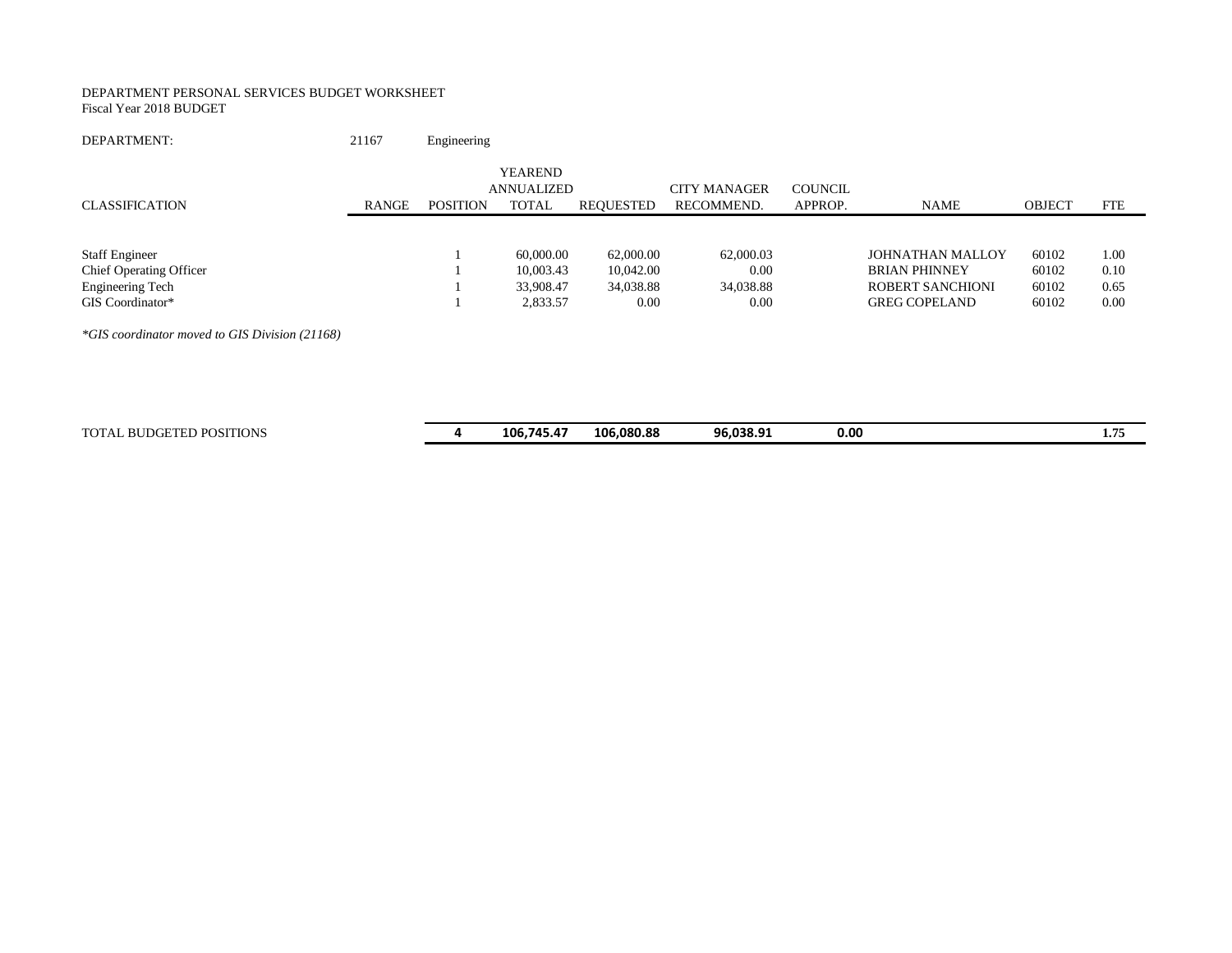DEPARTMENT PERSONAL SERVICES BUDGET WORKSHEET
Fiscal Year 2018 BUDGET

DEPARTMENT: 21167 Engineering

| CLASSIFICATION | RANGE | POSITION | YEAREND ANNUALIZED TOTAL | REQUESTED | CITY MANAGER RECOMMEND. | COUNCIL APPROP. | NAME | OBJECT | FTE |
|---|---|---|---|---|---|---|---|---|---|
| Staff Engineer | | 1 | 60,000.00 | 62,000.00 | 62,000.03 | | JOHNATHAN MALLOY | 60102 | 1.00 |
| Chief Operating Officer | | 1 | 10,003.43 | 10,042.00 | 0.00 | | BRIAN PHINNEY | 60102 | 0.10 |
| Engineering Tech | | 1 | 33,908.47 | 34,038.88 | 34,038.88 | | ROBERT SANCHIONI | 60102 | 0.65 |
| GIS Coordinator* | | 1 | 2,833.57 | 0.00 | 0.00 | | GREG COPELAND | 60102 | 0.00 |
| TOTAL BUDGETED POSITIONS | | **4** | **106,745.47** | **106,080.88** | **96,038.91** | **0.00** | | | **1.75** |

*\*GIS coordinator moved to GIS Division (21168)*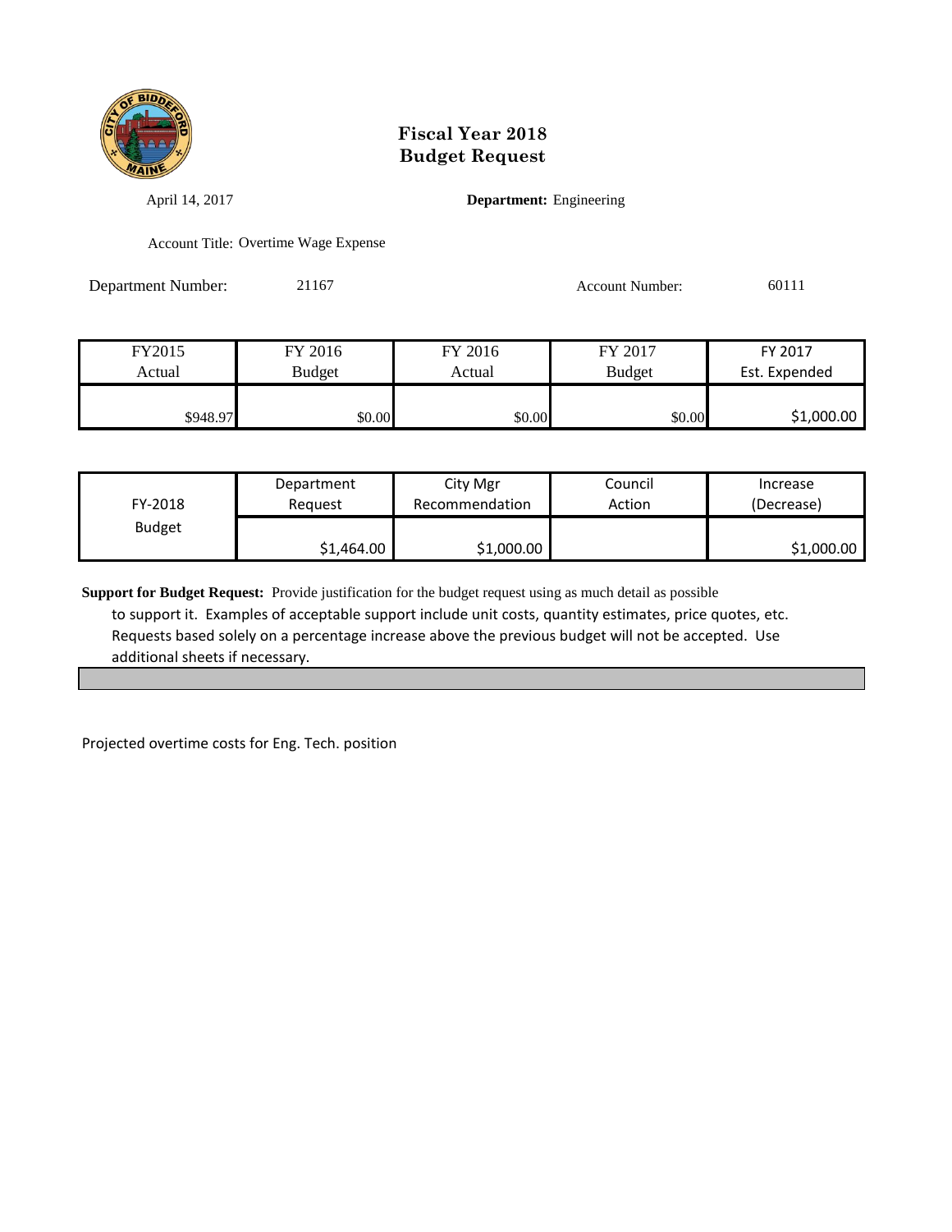# Fiscal Year 2018
# Budget Request

April 14, 2017

**Department:** Engineering

Account Title: Overtime Wage Expense

Department Number: 21167

Account Number: 60111

| FY2015 Actual | FY 2016 Budget | FY 2016 Actual | FY 2017 Budget | FY 2017 Est. Expended |
|---|---|---|---|---|
| $948.97 | $0.00 | $0.00 | $0.00 | $1,000.00 |

| FY-2018 Budget | Department Request | City Mgr Recommendation | Council Action | Increase (Decrease) |
|---|---|---|---|---|
| | $1,464.00 | $1,000.00 | | $1,000.00 |

**Support for Budget Request:** Provide justification for the budget request using as much detail as possible to support it. Examples of acceptable support include unit costs, quantity estimates, price quotes, etc. Requests based solely on a percentage increase above the previous budget will not be accepted. Use additional sheets if necessary.

Projected overtime costs for Eng. Tech. position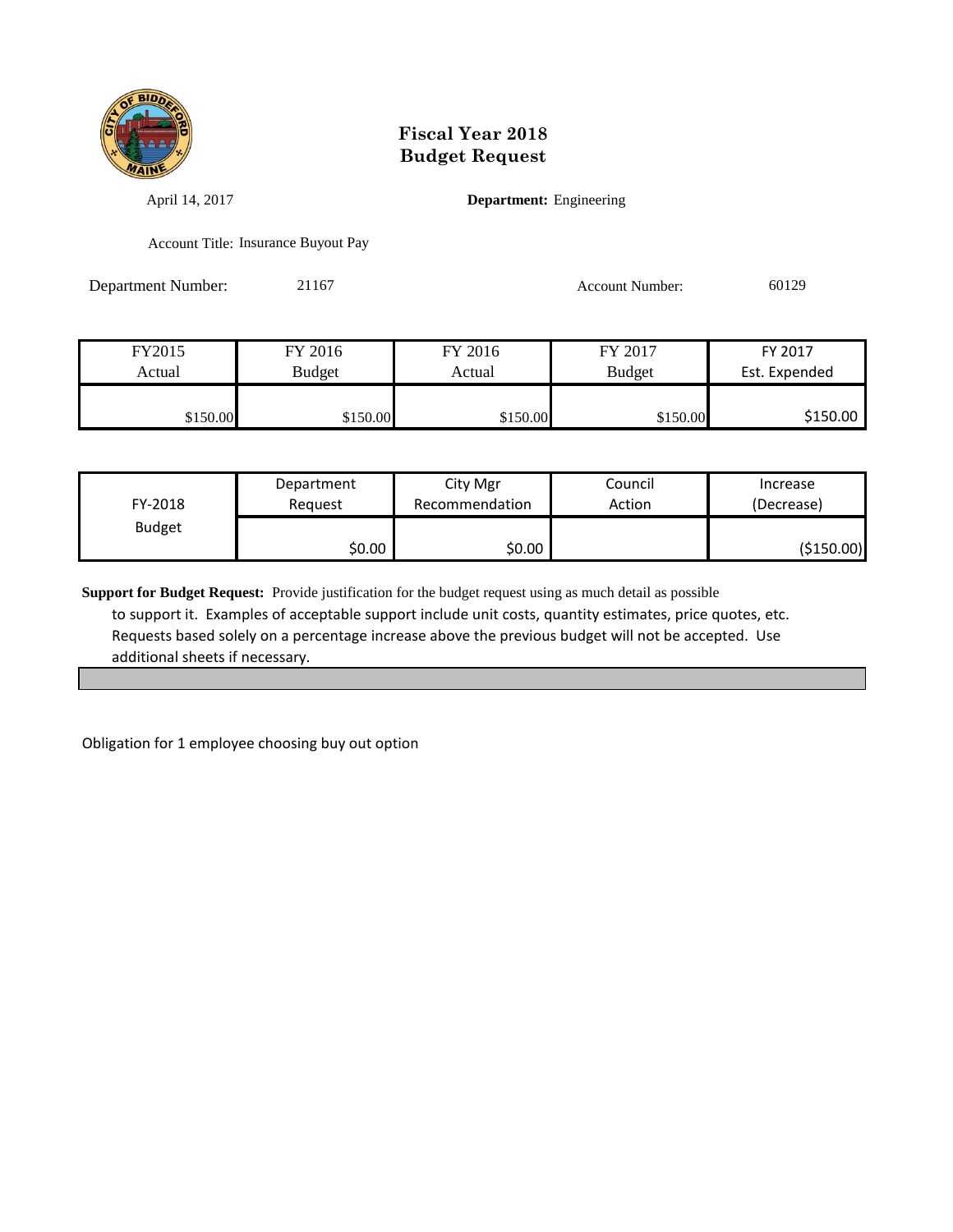# Fiscal Year 2018
# Budget Request

April 14, 2017

**Department:** Engineering

Account Title: Insurance Buyout Pay

Department Number: 21167

Account Number: 60129

| FY2015 Actual | FY 2016 Budget | FY 2016 Actual | FY 2017 Budget | FY 2017 Est. Expended |
|---|---|---|---|---|
| $150.00 | $150.00 | $150.00 | $150.00 | $150.00 |

| FY-2018 Budget | Department Request | City Mgr Recommendation | Council Action | Increase (Decrease) |
|---|---|---|---|---|
| | $0.00 | $0.00 | | ($150.00) |

**Support for Budget Request:** Provide justification for the budget request using as much detail as possible to support it. Examples of acceptable support include unit costs, quantity estimates, price quotes, etc. Requests based solely on a percentage increase above the previous budget will not be accepted. Use additional sheets if necessary.

Obligation for 1 employee choosing buy out option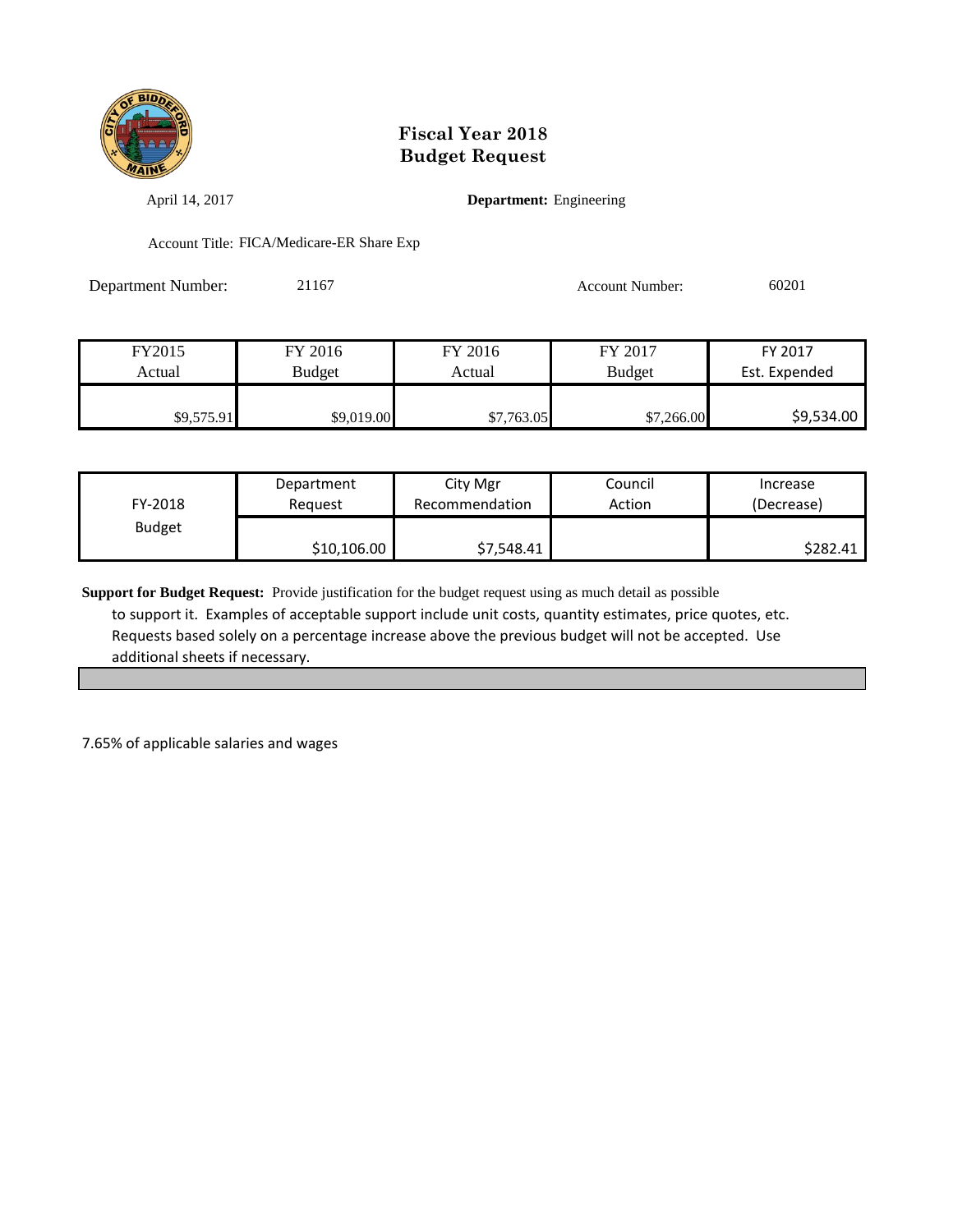# Fiscal Year 2018
# Budget Request

April 14, 2017

**Department:** Engineering

Account Title: FICA/Medicare-ER Share Exp

Department Number: 21167

Account Number: 60201

| FY2015 Actual | FY 2016 Budget | FY 2016 Actual | FY 2017 Budget | FY 2017 Est. Expended |
|---|---|---|---|---|
| $9,575.91 | $9,019.00 | $7,763.05 | $7,266.00 | $9,534.00 |

| FY-2018 Budget | Department Request | City Mgr Recommendation | Council Action | Increase (Decrease) |
|---|---|---|---|---|
| | $10,106.00 | $7,548.41 | | $282.41 |

**Support for Budget Request:** Provide justification for the budget request using as much detail as possible to support it. Examples of acceptable support include unit costs, quantity estimates, price quotes, etc. Requests based solely on a percentage increase above the previous budget will not be accepted. Use additional sheets if necessary.

7.65% of applicable salaries and wages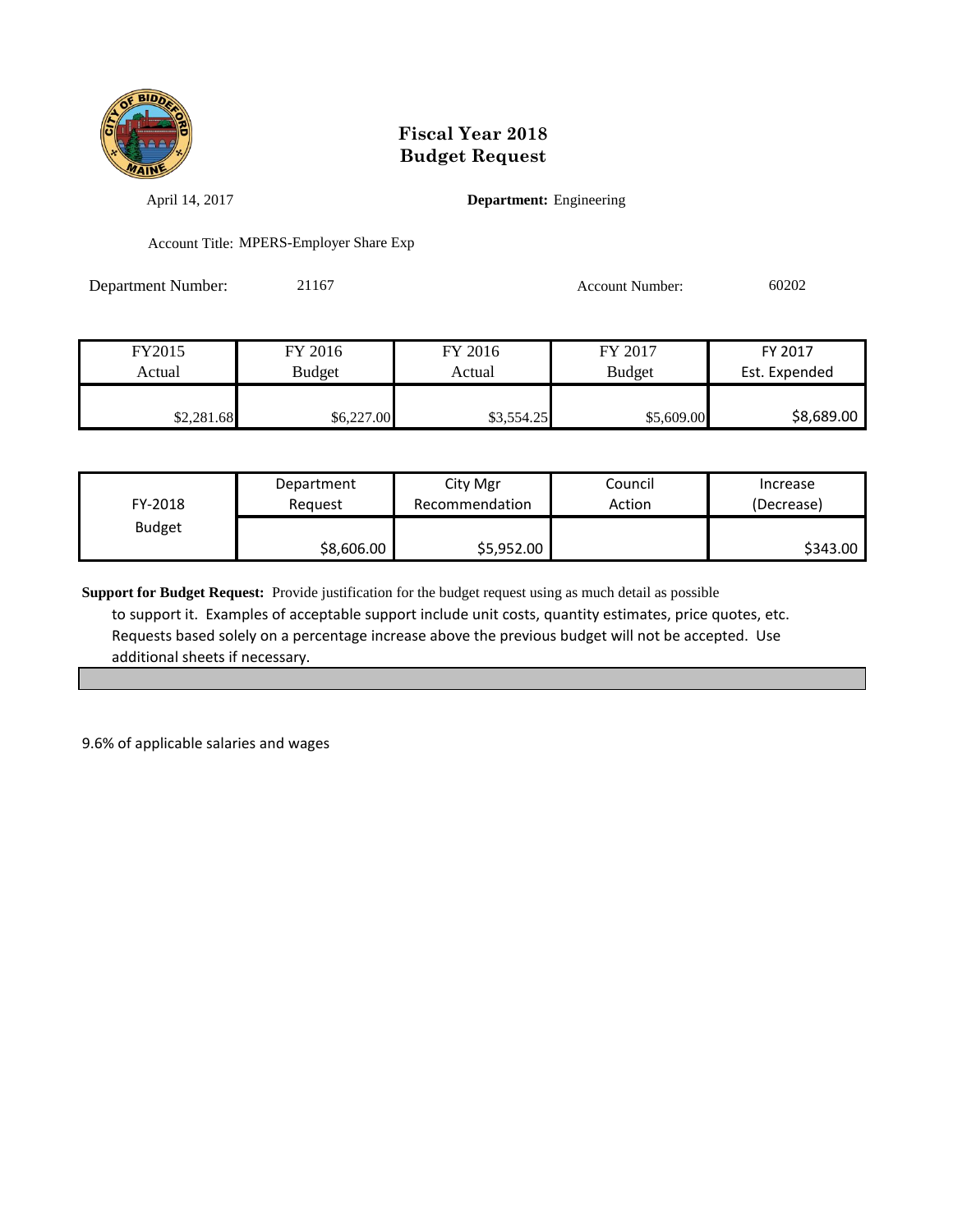# Fiscal Year 2018
# Budget Request

April 14, 2017 **Department:** Engineering

Account Title: MPERS-Employer Share Exp

Department Number: 21167 Account Number: 60202

| FY2015 Actual | FY 2016 Budget | FY 2016 Actual | FY 2017 Budget | FY 2017 Est. Expended |
|---|---|---|---|---|
| $2,281.68 | $6,227.00 | $3,554.25 | $5,609.00 | $8,689.00 |

| FY-2018 Budget | Department Request | City Mgr Recommendation | Council Action | Increase (Decrease) |
|---|---|---|---|---|
| | $8,606.00 | $5,952.00 | | $343.00 |

**Support for Budget Request:** Provide justification for the budget request using as much detail as possible to support it. Examples of acceptable support include unit costs, quantity estimates, price quotes, etc. Requests based solely on a percentage increase above the previous budget will not be accepted. Use additional sheets if necessary.

9.6% of applicable salaries and wages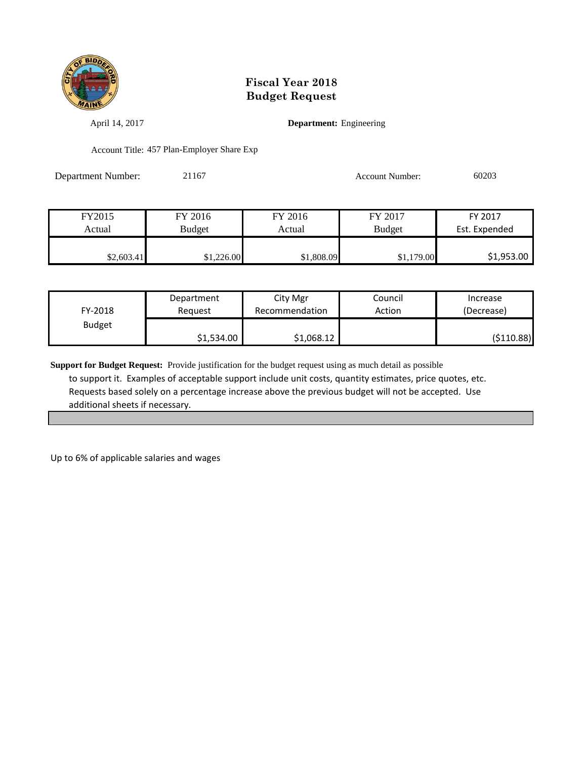# Fiscal Year 2018
# Budget Request

April 14, 2017 **Department:** Engineering

Account Title: 457 Plan-Employer Share Exp

Department Number: 21167 Account Number: 60203

| FY2015 Actual | FY 2016 Budget | FY 2016 Actual | FY 2017 Budget | FY 2017 Est. Expended |
|---|---|---|---|---|
| $2,603.41 | $1,226.00 | $1,808.09 | $1,179.00 | $1,953.00 |

| FY-2018 Budget | Department Request | City Mgr Recommendation | Council Action | Increase (Decrease) |
|---|---|---|---|---|
| | $1,534.00 | $1,068.12 | | ($110.88) |

**Support for Budget Request:** Provide justification for the budget request using as much detail as possible to support it. Examples of acceptable support include unit costs, quantity estimates, price quotes, etc. Requests based solely on a percentage increase above the previous budget will not be accepted. Use additional sheets if necessary.

Up to 6% of applicable salaries and wages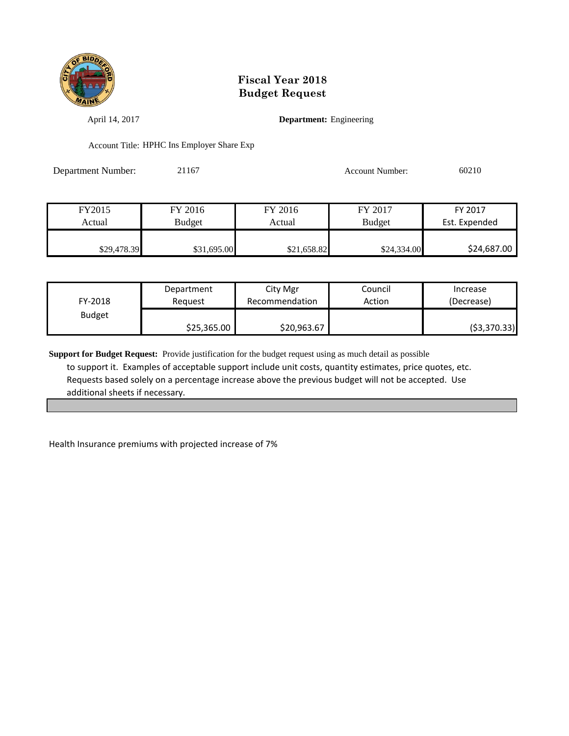# Fiscal Year 2018
# Budget Request

April 14, 2017

**Department:** Engineering

Account Title: HPHC Ins Employer Share Exp

Department Number: 21167

Account Number: 60210

| FY2015 Actual | FY 2016 Budget | FY 2016 Actual | FY 2017 Budget | FY 2017 Est. Expended |
|---|---|---|---|---|
| $29,478.39 | $31,695.00 | $21,658.82 | $24,334.00 | $24,687.00 |

| FY-2018 Budget | Department Request | City Mgr Recommendation | Council Action | Increase (Decrease) |
|---|---|---|---|---|
| | $25,365.00 | $20,963.67 | | ($3,370.33) |

**Support for Budget Request:** Provide justification for the budget request using as much detail as possible to support it. Examples of acceptable support include unit costs, quantity estimates, price quotes, etc. Requests based solely on a percentage increase above the previous budget will not be accepted. Use additional sheets if necessary.

Health Insurance premiums with projected increase of 7%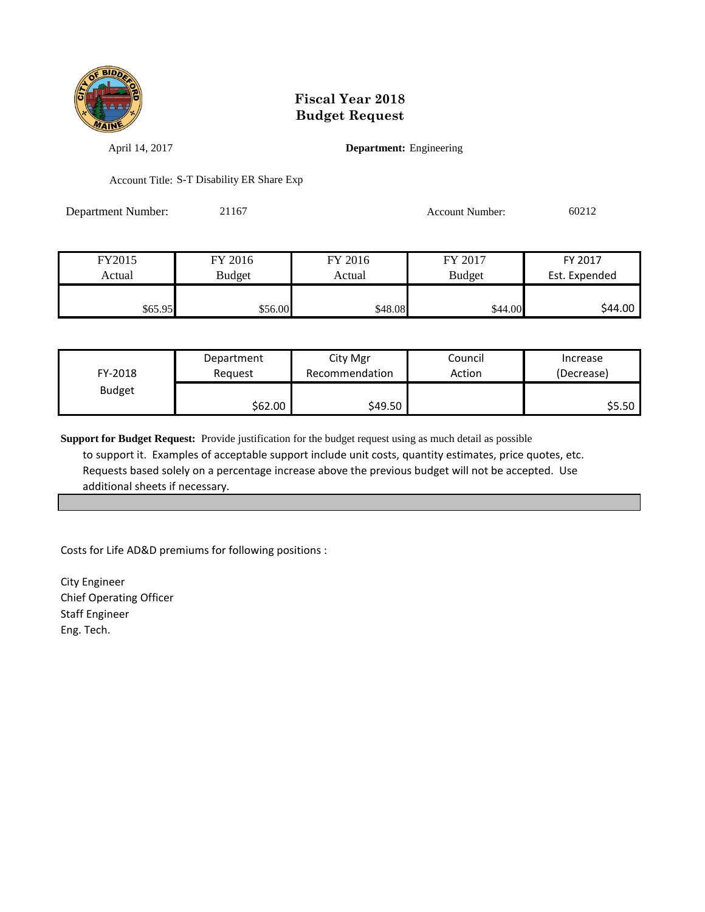# Fiscal Year 2018
# Budget Request

April 14, 2017

**Department:** Engineering

Account Title: S-T Disability ER Share Exp

Department Number: 21167

Account Number: 60212

| FY2015 Actual | FY 2016 Budget | FY 2016 Actual | FY 2017 Budget | FY 2017 Est. Expended |
|---|---|---|---|---|
| $65.95 | $56.00 | $48.08 | $44.00 | $44.00 |

| FY-2018 Budget | Department Request | City Mgr Recommendation | Council Action | Increase (Decrease) |
|---|---|---|---|---|
| | $62.00 | $49.50 | | $5.50 |

**Support for Budget Request:** Provide justification for the budget request using as much detail as possible to support it. Examples of acceptable support include unit costs, quantity estimates, price quotes, etc. Requests based solely on a percentage increase above the previous budget will not be accepted. Use additional sheets if necessary.

Costs for Life AD&D premiums for following positions :

City Engineer
Chief Operating Officer
Staff Engineer
Eng. Tech.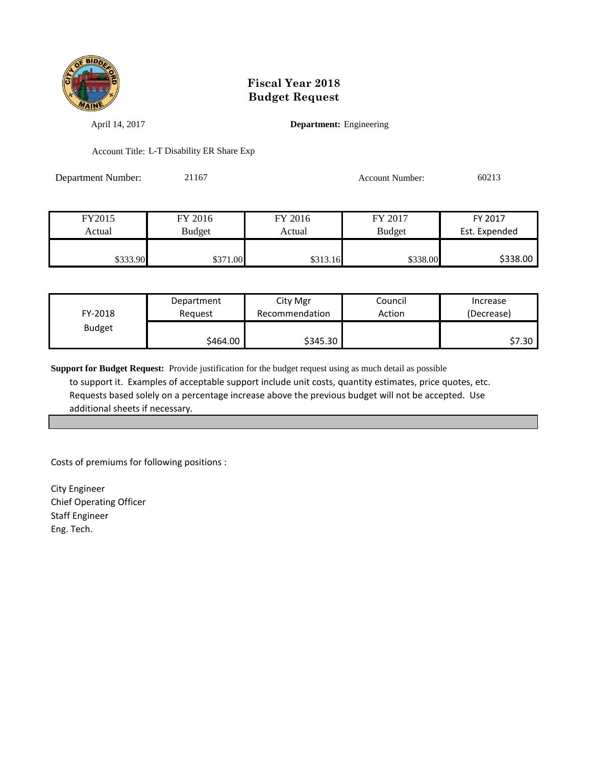# Fiscal Year 2018
# Budget Request

April 14, 2017 **Department:** Engineering

Account Title: L-T Disability ER Share Exp

Department Number: 21167 Account Number: 60213

| FY2015 Actual | FY 2016 Budget | FY 2016 Actual | FY 2017 Budget | FY 2017 Est. Expended |
|---|---|---|---|---|
| $333.90 | $371.00 | $313.16 | $338.00 | $338.00 |

| FY-2018 Budget | Department Request | City Mgr Recommendation | Council Action | Increase (Decrease) |
|---|---|---|---|---|
| | $464.00 | $345.30 | | $7.30 |

**Support for Budget Request:** Provide justification for the budget request using as much detail as possible to support it. Examples of acceptable support include unit costs, quantity estimates, price quotes, etc. Requests based solely on a percentage increase above the previous budget will not be accepted. Use additional sheets if necessary.

Costs of premiums for following positions :

City Engineer
Chief Operating Officer
Staff Engineer
Eng. Tech.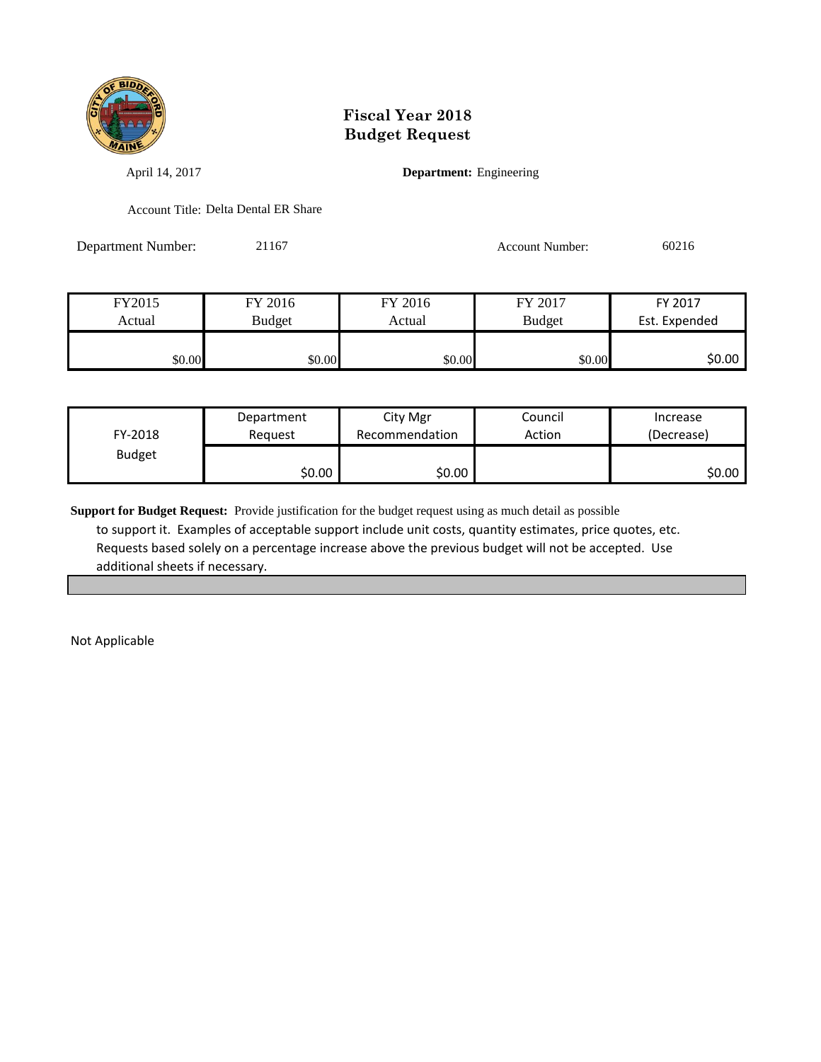# Fiscal Year 2018
# Budget Request

April 14, 2017

**Department:** Engineering

Account Title: Delta Dental ER Share

Department Number: 21167

Account Number: 60216

| FY2015 Actual | FY 2016 Budget | FY 2016 Actual | FY 2017 Budget | FY 2017 Est. Expended |
|---|---|---|---|---|
| $0.00 | $0.00 | $0.00 | $0.00 | $0.00 |

| FY-2018 Budget | Department Request | City Mgr Recommendation | Council Action | Increase (Decrease) |
|---|---|---|---|---|
| | $0.00 | $0.00 | | $0.00 |

**Support for Budget Request:** Provide justification for the budget request using as much detail as possible to support it. Examples of acceptable support include unit costs, quantity estimates, price quotes, etc. Requests based solely on a percentage increase above the previous budget will not be accepted. Use additional sheets if necessary.

Not Applicable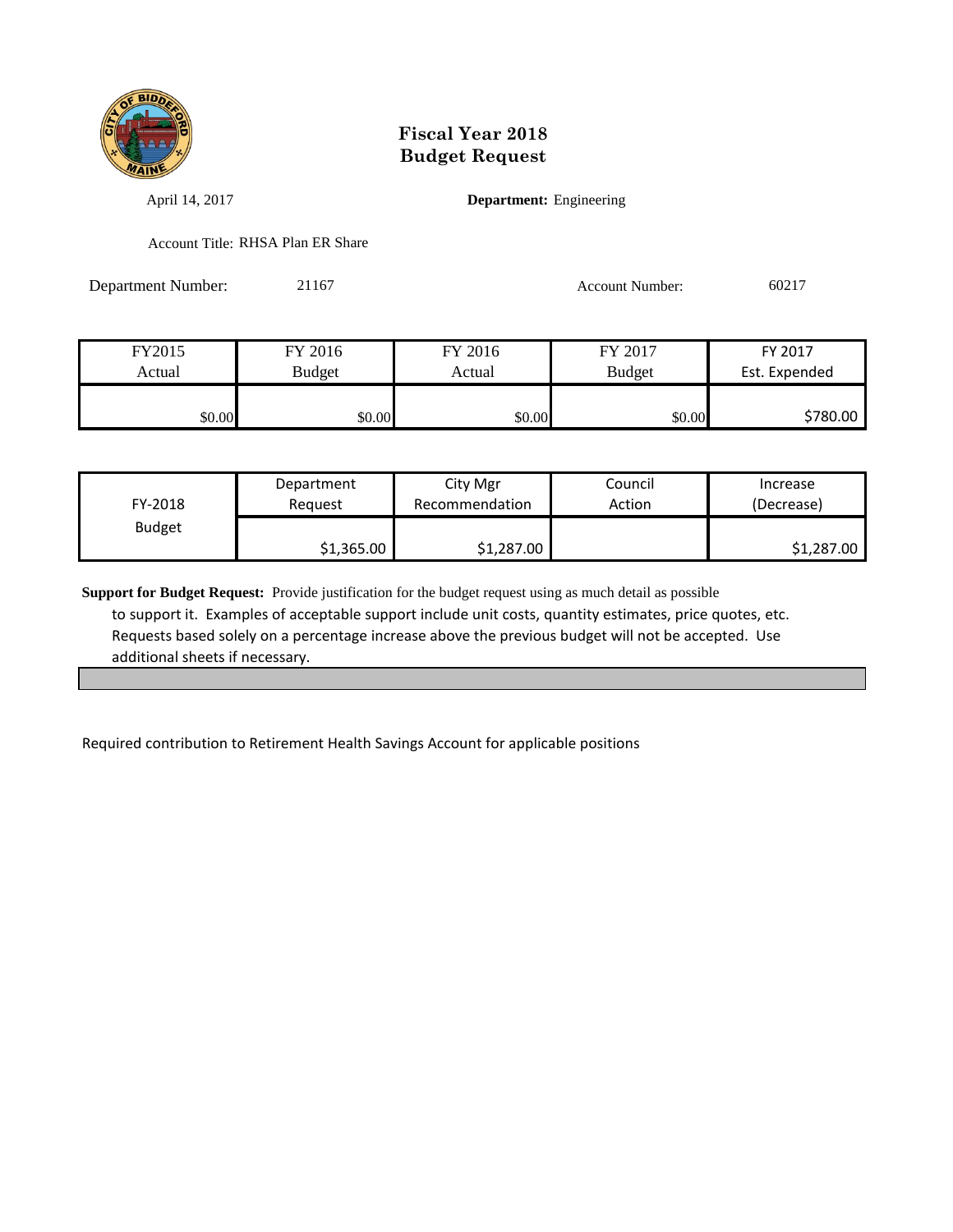# Fiscal Year 2018
# Budget Request

April 14, 2017

**Department:** Engineering

Account Title: RHSA Plan ER Share

Department Number: 21167

Account Number: 60217

| FY2015 Actual | FY 2016 Budget | FY 2016 Actual | FY 2017 Budget | FY 2017 Est. Expended |
|---|---|---|---|---|
| $0.00 | $0.00 | $0.00 | $0.00 | $780.00 |

| FY-2018 Budget | Department Request | City Mgr Recommendation | Council Action | Increase (Decrease) |
|---|---|---|---|---|
| | $1,365.00 | $1,287.00 | | $1,287.00 |

**Support for Budget Request:** Provide justification for the budget request using as much detail as possible to support it. Examples of acceptable support include unit costs, quantity estimates, price quotes, etc. Requests based solely on a percentage increase above the previous budget will not be accepted. Use additional sheets if necessary.

Required contribution to Retirement Health Savings Account for applicable positions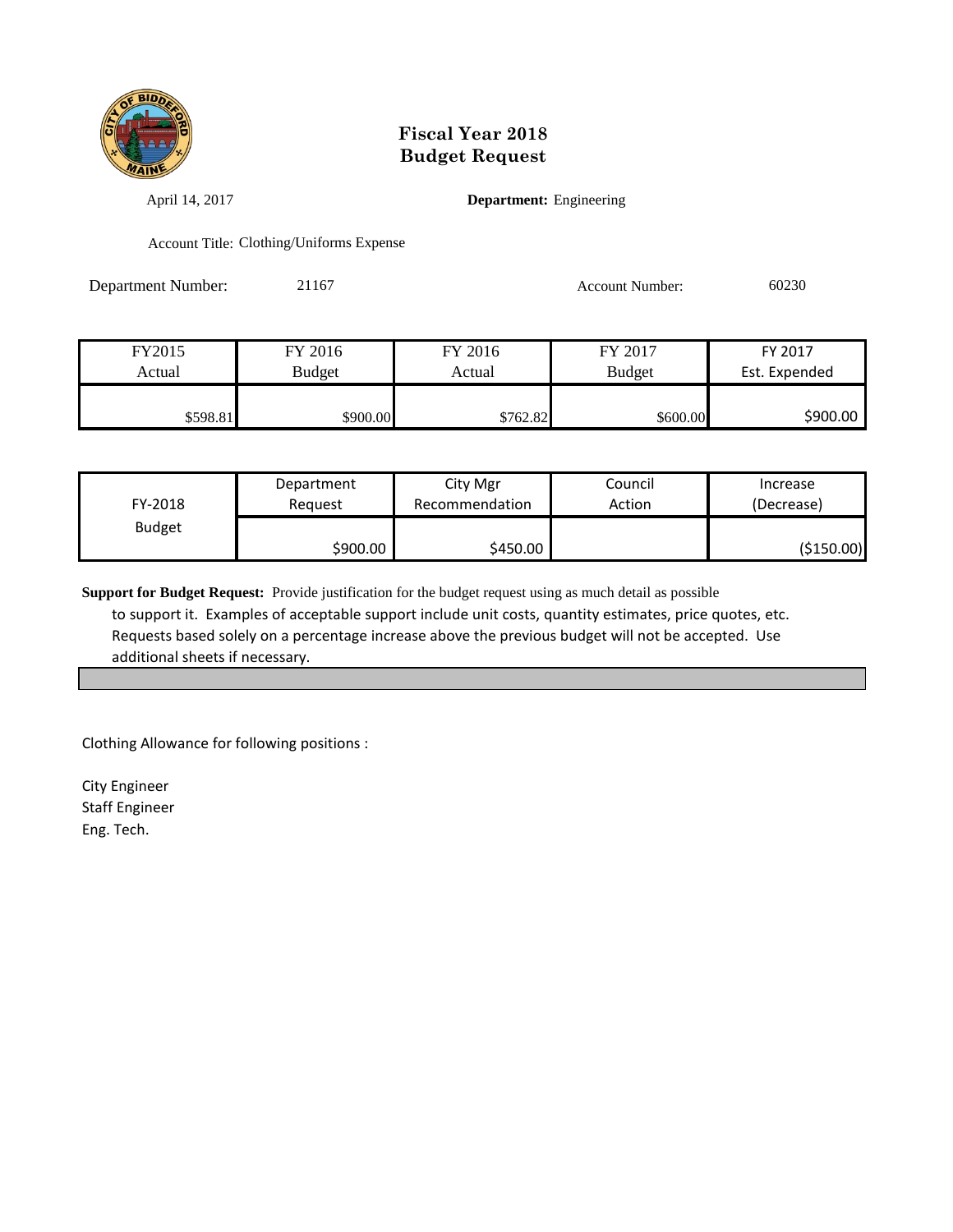# Fiscal Year 2018
# Budget Request

April 14, 2017 **Department:** Engineering

Account Title: Clothing/Uniforms Expense

Department Number: 21167 Account Number: 60230

| FY2015 Actual | FY 2016 Budget | FY 2016 Actual | FY 2017 Budget | FY 2017 Est. Expended |
|---|---|---|---|---|
| $598.81 | $900.00 | $762.82 | $600.00 | $900.00 |

| FY-2018 Budget | Department Request | City Mgr Recommendation | Council Action | Increase (Decrease) |
|---|---|---|---|---|
| | $900.00 | $450.00 | | ($150.00) |

**Support for Budget Request:** Provide justification for the budget request using as much detail as possible to support it. Examples of acceptable support include unit costs, quantity estimates, price quotes, etc. Requests based solely on a percentage increase above the previous budget will not be accepted. Use additional sheets if necessary.

Clothing Allowance for following positions :

City Engineer
Staff Engineer
Eng. Tech.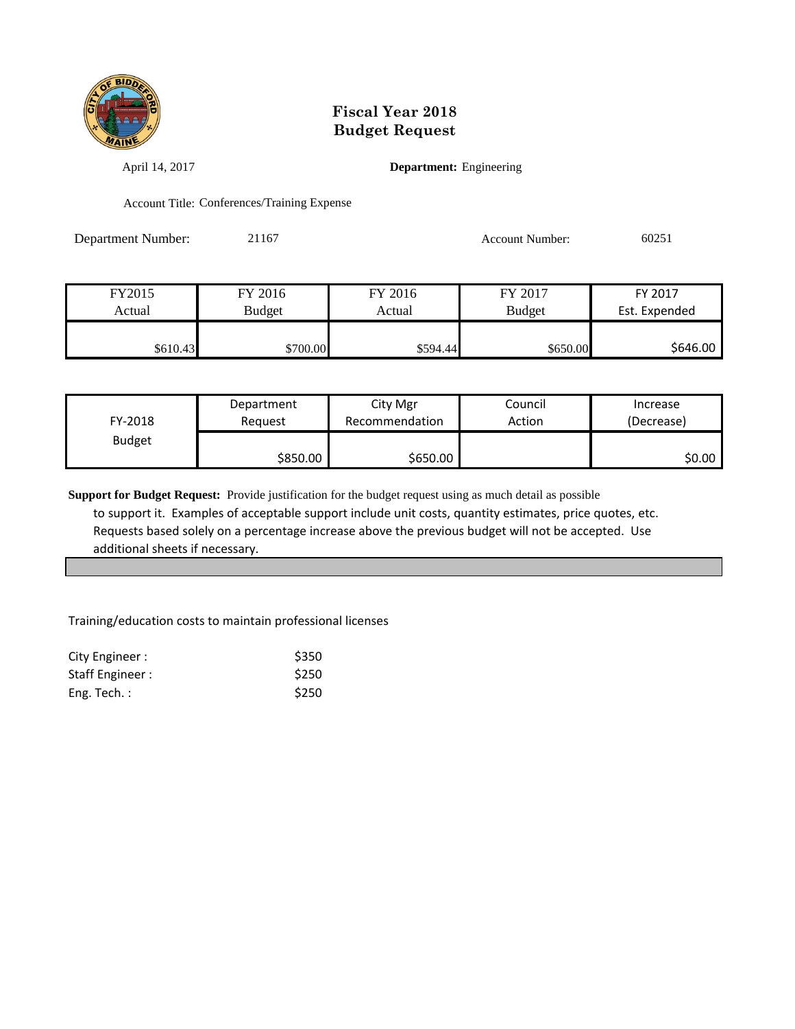# Fiscal Year 2018
# Budget Request

April 14, 2017

**Department:** Engineering

Account Title: Conferences/Training Expense

Department Number: 21167

Account Number: 60251

| FY2015 Actual | FY 2016 Budget | FY 2016 Actual | FY 2017 Budget | FY 2017 Est. Expended |
|---|---|---|---|---|
| $610.43 | $700.00 | $594.44 | $650.00 | $646.00 |

| FY-2018 Budget | Department Request | City Mgr Recommendation | Council Action | Increase (Decrease) |
|---|---|---|---|---|
| | $850.00 | $650.00 | | $0.00 |

**Support for Budget Request:** Provide justification for the budget request using as much detail as possible to support it. Examples of acceptable support include unit costs, quantity estimates, price quotes, etc. Requests based solely on a percentage increase above the previous budget will not be accepted. Use additional sheets if necessary.

Training/education costs to maintain professional licenses

| | |
|---|---|
| City Engineer : | $350 |
| Staff Engineer : | $250 |
| Eng. Tech. : | $250 |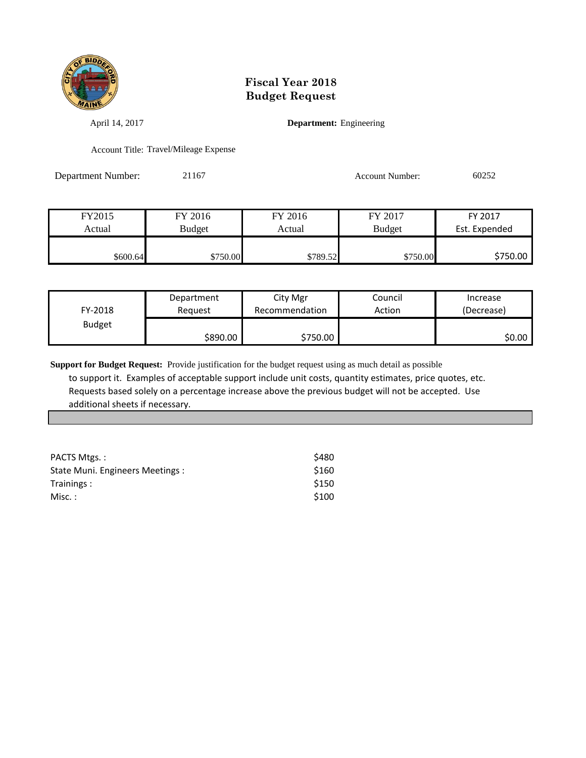# Fiscal Year 2018
# Budget Request

April 14, 2017

**Department:** Engineering

Account Title: Travel/Mileage Expense

Department Number: 21167

Account Number: 60252

| FY2015 Actual | FY 2016 Budget | FY 2016 Actual | FY 2017 Budget | FY 2017 Est. Expended |
|---|---|---|---|---|
| $600.64 | $750.00 | $789.52 | $750.00 | $750.00 |

| FY-2018 Budget | Department Request | City Mgr Recommendation | Council Action | Increase (Decrease) |
|---|---|---|---|---|
| | $890.00 | $750.00 | | $0.00 |

**Support for Budget Request:** Provide justification for the budget request using as much detail as possible to support it. Examples of acceptable support include unit costs, quantity estimates, price quotes, etc. Requests based solely on a percentage increase above the previous budget will not be accepted. Use additional sheets if necessary.

| | |
|---|---|
| PACTS Mtgs. : | $480 |
| State Muni. Engineers Meetings : | $160 |
| Trainings : | $150 |
| Misc. : | $100 |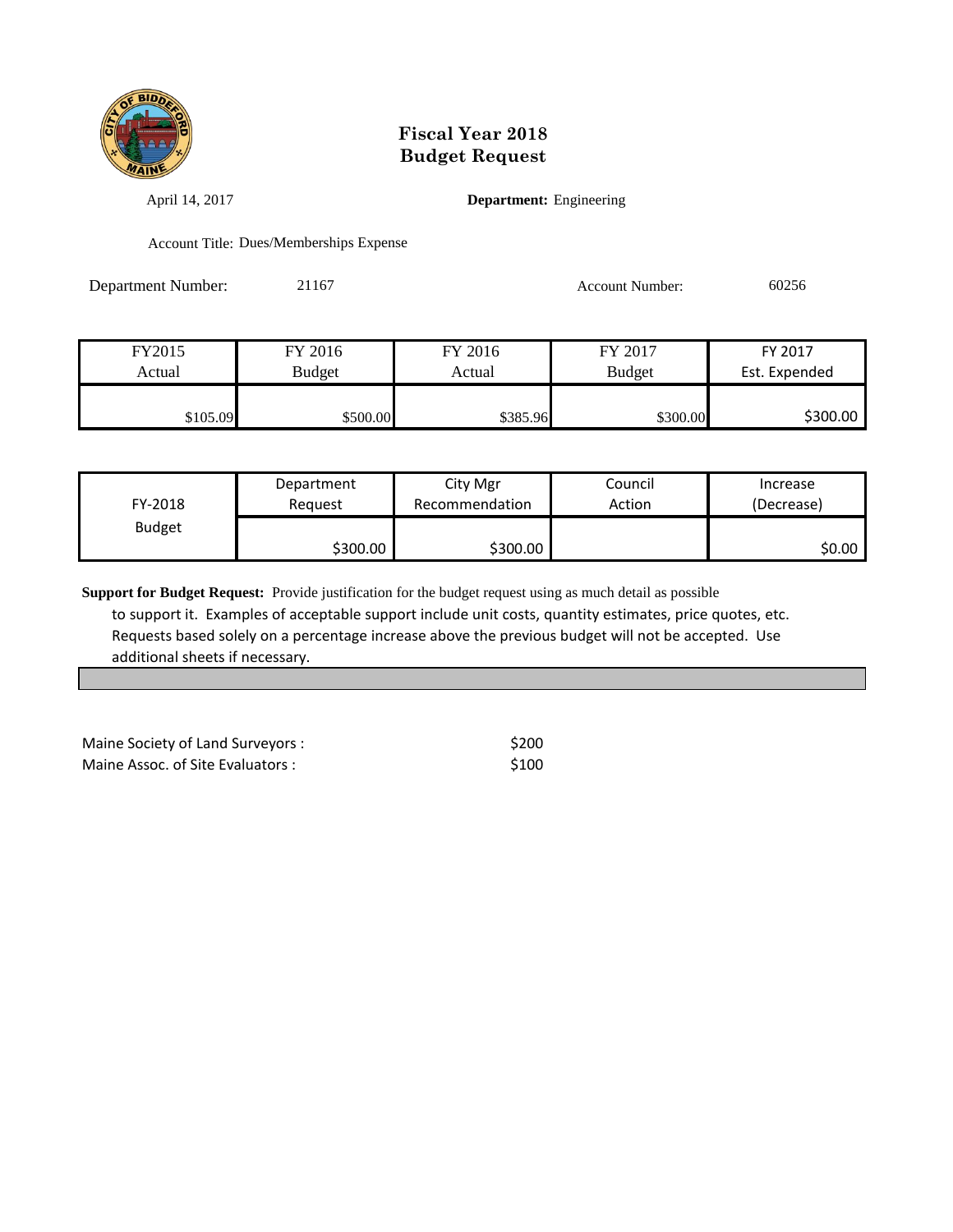# Fiscal Year 2018
# Budget Request

April 14, 2017 **Department:** Engineering

Account Title: Dues/Memberships Expense

Department Number: 21167 Account Number: 60256

| FY2015 Actual | FY 2016 Budget | FY 2016 Actual | FY 2017 Budget | FY 2017 Est. Expended |
|---|---|---|---|---|
| $105.09 | $500.00 | $385.96 | $300.00 | $300.00 |

| FY-2018 Budget | Department Request | City Mgr Recommendation | Council Action | Increase (Decrease) |
|---|---|---|---|---|
| | $300.00 | $300.00 | | $0.00 |

**Support for Budget Request:** Provide justification for the budget request using as much detail as possible to support it. Examples of acceptable support include unit costs, quantity estimates, price quotes, etc. Requests based solely on a percentage increase above the previous budget will not be accepted. Use additional sheets if necessary.

| | |
|---|---|
| Maine Society of Land Surveyors : | $200 |
| Maine Assoc. of Site Evaluators : | $100 |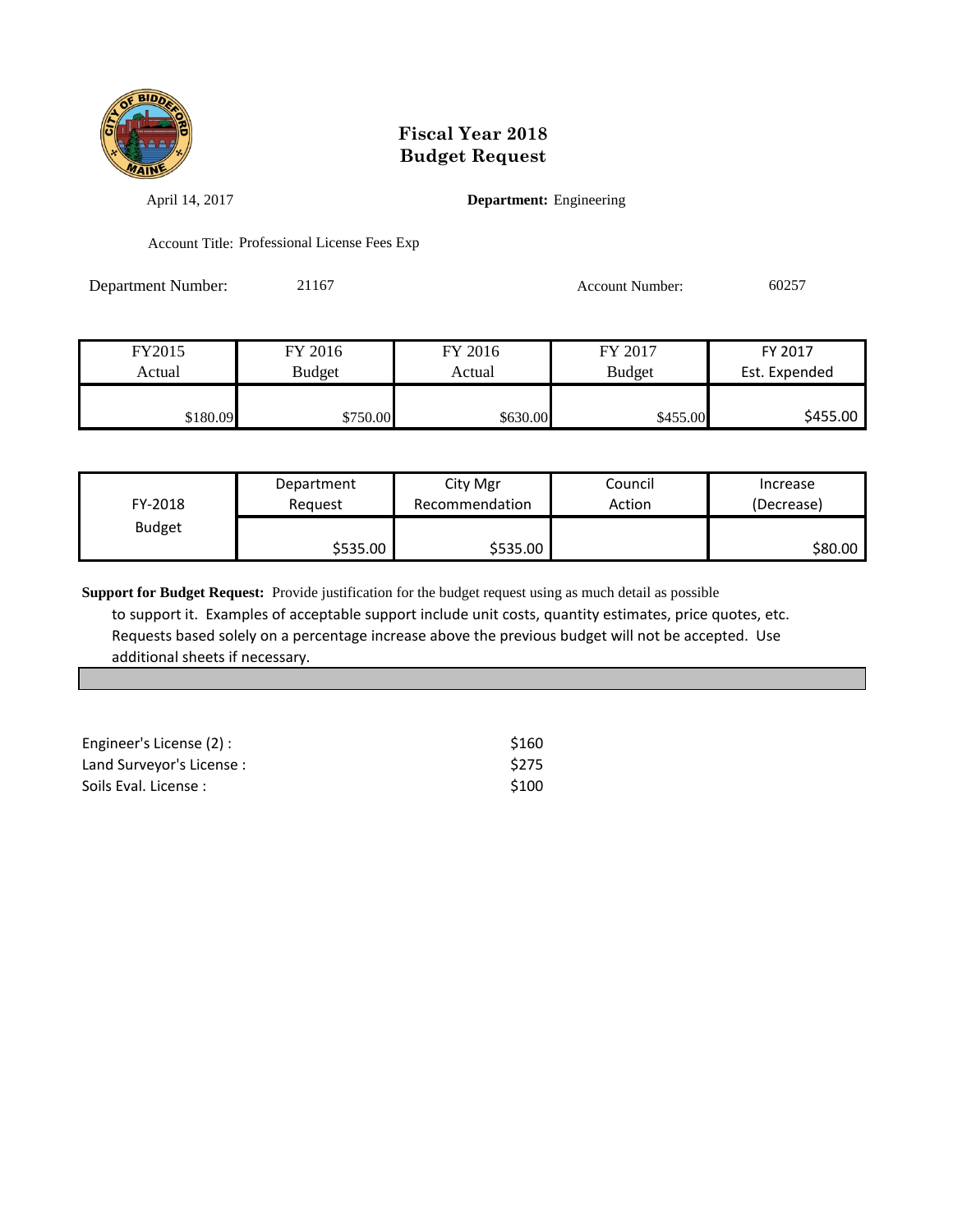# Fiscal Year 2018
# Budget Request

April 14, 2017 **Department:** Engineering

Account Title: Professional License Fees Exp

Department Number: 21167 Account Number: 60257

| FY2015 Actual | FY 2016 Budget | FY 2016 Actual | FY 2017 Budget | FY 2017 Est. Expended |
|---|---|---|---|---|
| $180.09 | $750.00 | $630.00 | $455.00 | $455.00 |

| FY-2018 Budget | Department Request | City Mgr Recommendation | Council Action | Increase (Decrease) |
|---|---|---|---|---|
| | $535.00 | $535.00 | | $80.00 |

**Support for Budget Request:** Provide justification for the budget request using as much detail as possible to support it. Examples of acceptable support include unit costs, quantity estimates, price quotes, etc. Requests based solely on a percentage increase above the previous budget will not be accepted. Use additional sheets if necessary.

| | |
|---|---|
| Engineer's License (2) : | $160 |
| Land Surveyor's License : | $275 |
| Soils Eval. License : | $100 |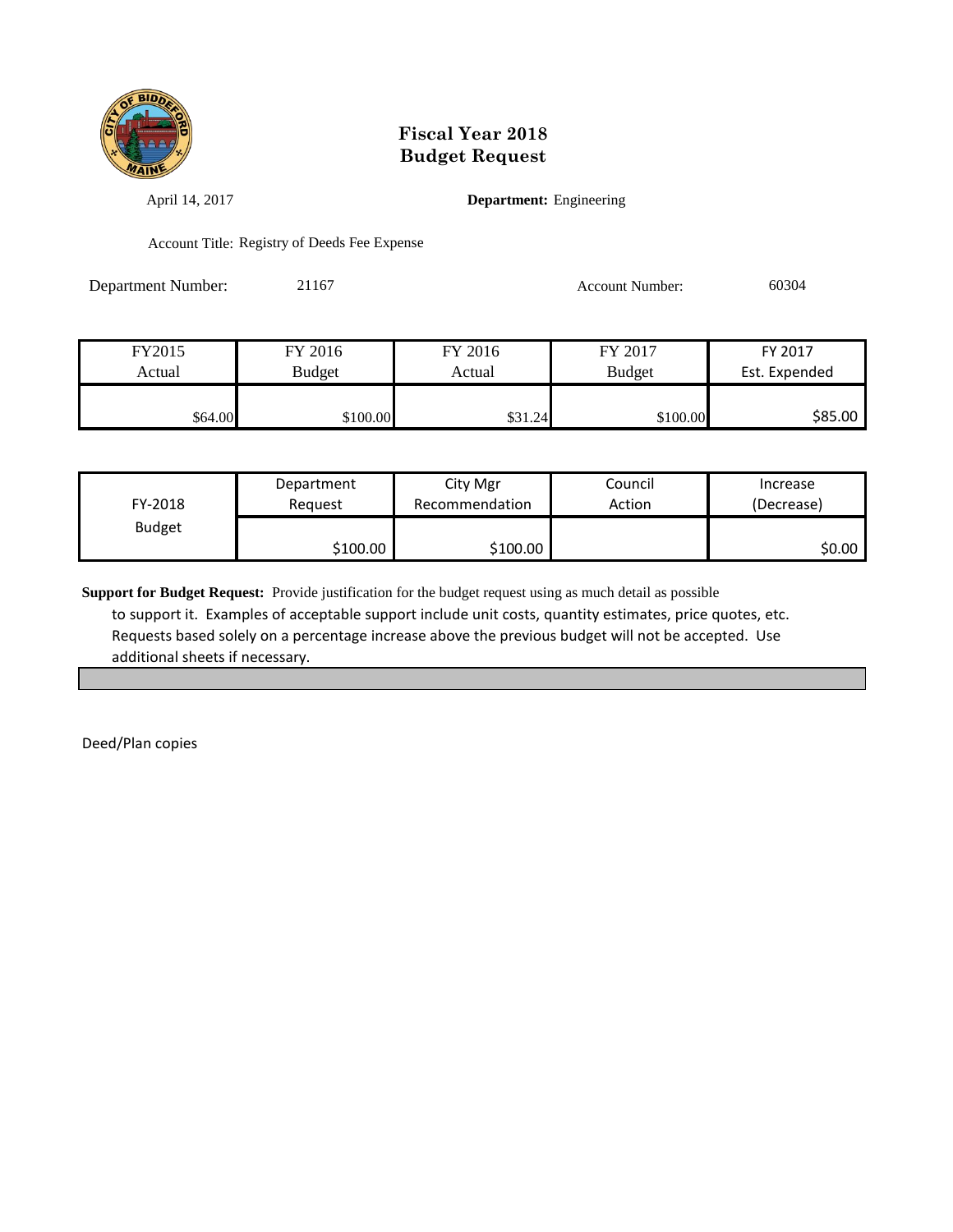# Fiscal Year 2018
# Budget Request

April 14, 2017

**Department:** Engineering

Account Title: Registry of Deeds Fee Expense

Department Number: 21167

Account Number: 60304

| FY2015 Actual | FY 2016 Budget | FY 2016 Actual | FY 2017 Budget | FY 2017 Est. Expended |
|---|---|---|---|---|
| $64.00 | $100.00 | $31.24 | $100.00 | $85.00 |

| FY-2018 Budget | Department Request | City Mgr Recommendation | Council Action | Increase (Decrease) |
|---|---|---|---|---|
| | $100.00 | $100.00 | | $0.00 |

**Support for Budget Request:** Provide justification for the budget request using as much detail as possible to support it. Examples of acceptable support include unit costs, quantity estimates, price quotes, etc. Requests based solely on a percentage increase above the previous budget will not be accepted. Use additional sheets if necessary.

Deed/Plan copies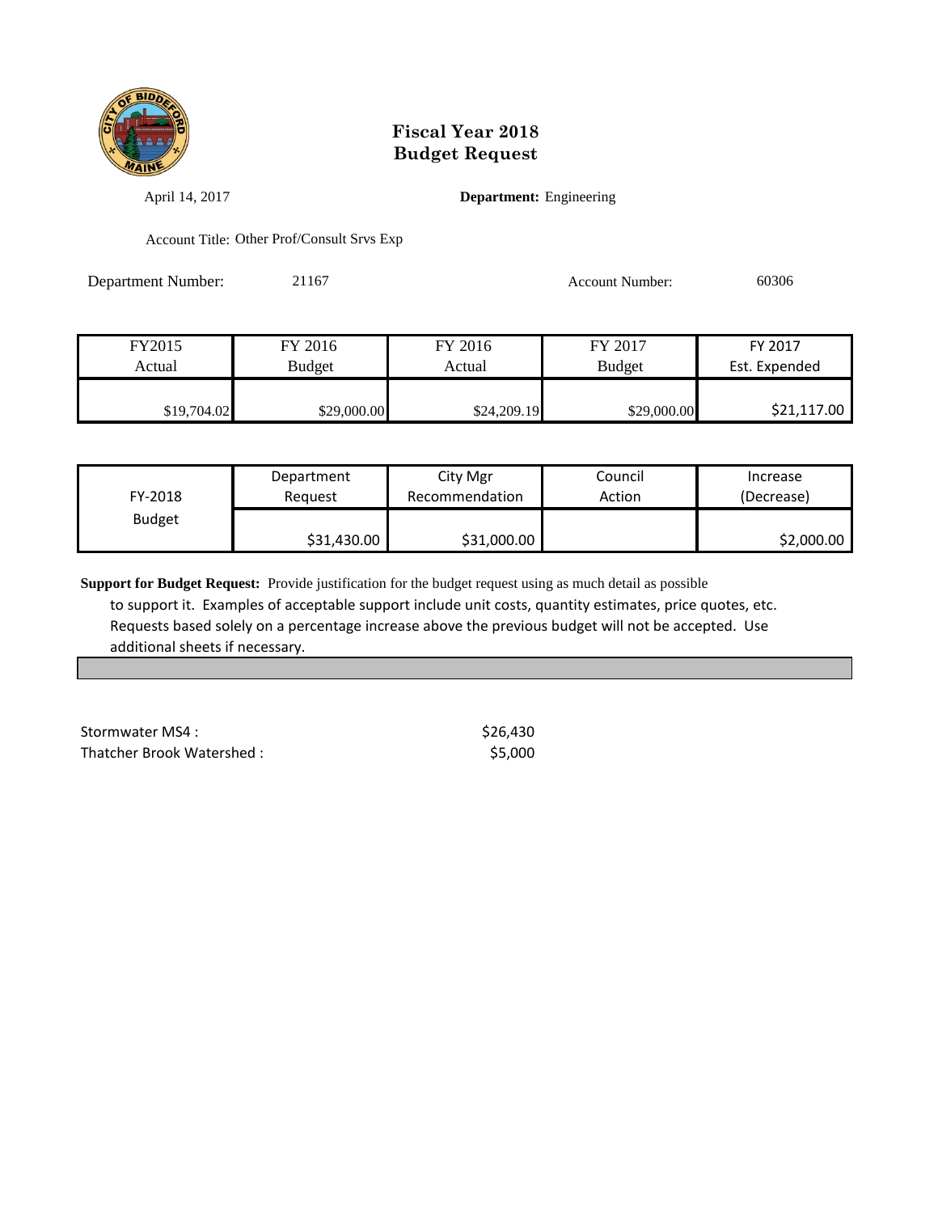# Fiscal Year 2018
# Budget Request

April 14, 2017

**Department:** Engineering

Account Title: Other Prof/Consult Srvs Exp

Department Number: 21167

Account Number: 60306

| FY2015 Actual | FY 2016 Budget | FY 2016 Actual | FY 2017 Budget | FY 2017 Est. Expended |
|---|---|---|---|---|
| $19,704.02 | $29,000.00 | $24,209.19 | $29,000.00 | $21,117.00 |

| FY-2018 Budget | Department Request | City Mgr Recommendation | Council Action | Increase (Decrease) |
|---|---|---|---|---|
| | $31,430.00 | $31,000.00 | | $2,000.00 |

**Support for Budget Request:** Provide justification for the budget request using as much detail as possible to support it. Examples of acceptable support include unit costs, quantity estimates, price quotes, etc. Requests based solely on a percentage increase above the previous budget will not be accepted. Use additional sheets if necessary.

| | |
|---|---|
| Stormwater MS4 : | $26,430 |
| Thatcher Brook Watershed : | $5,000 |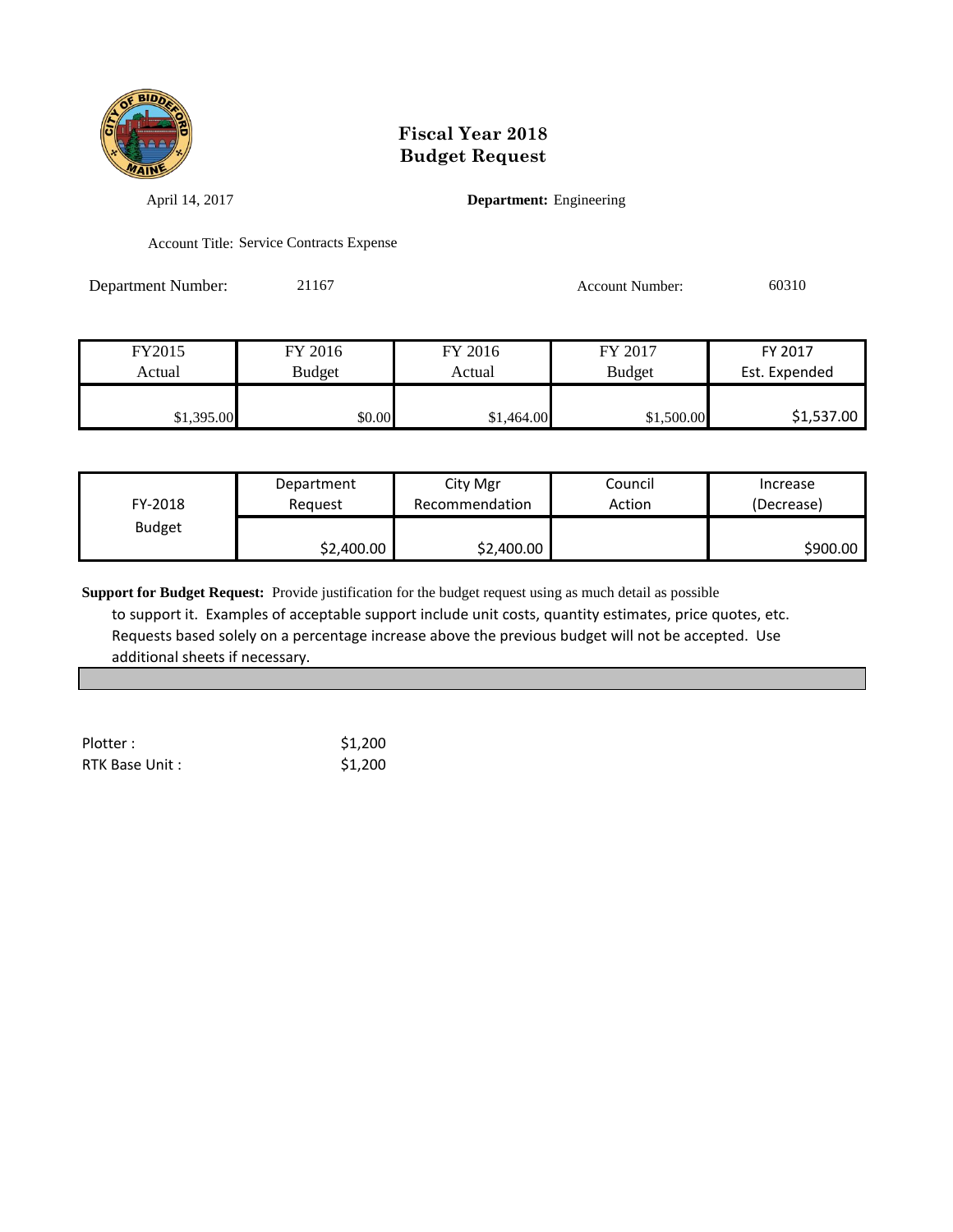# Fiscal Year 2018
# Budget Request

April 14, 2017

**Department:** Engineering

Account Title: Service Contracts Expense

Department Number: 21167

Account Number: 60310

| FY2015 Actual | FY 2016 Budget | FY 2016 Actual | FY 2017 Budget | FY 2017 Est. Expended |
|---|---|---|---|---|
| $1,395.00 | $0.00 | $1,464.00 | $1,500.00 | $1,537.00 |

| FY-2018 Budget | Department Request | City Mgr Recommendation | Council Action | Increase (Decrease) |
|---|---|---|---|---|
| | $2,400.00 | $2,400.00 | | $900.00 |

**Support for Budget Request:** Provide justification for the budget request using as much detail as possible to support it. Examples of acceptable support include unit costs, quantity estimates, price quotes, etc. Requests based solely on a percentage increase above the previous budget will not be accepted. Use additional sheets if necessary.

| | |
|---|---|
| Plotter : | $1,200 |
| RTK Base Unit : | $1,200 |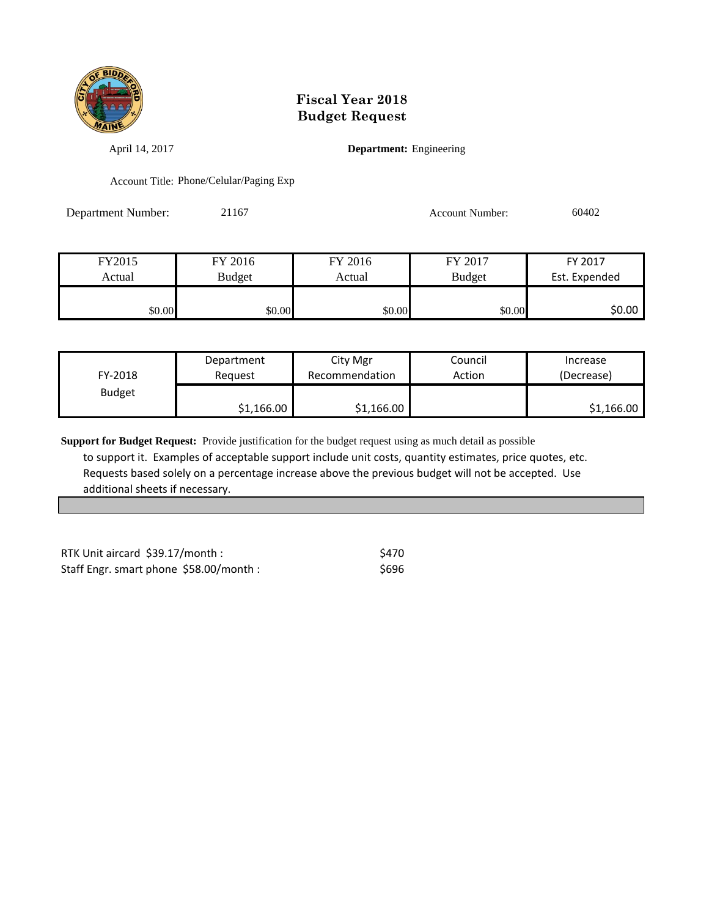# Fiscal Year 2018
# Budget Request

April 14, 2017

**Department:** Engineering

Account Title: Phone/Celular/Paging Exp

Department Number: 21167

Account Number: 60402

| FY2015 Actual | FY 2016 Budget | FY 2016 Actual | FY 2017 Budget | FY 2017 Est. Expended |
|---|---|---|---|---|
| $0.00 | $0.00 | $0.00 | $0.00 | $0.00 |

| FY-2018 Budget | Department Request | City Mgr Recommendation | Council Action | Increase (Decrease) |
|---|---|---|---|---|
| | $1,166.00 | $1,166.00 | | $1,166.00 |

**Support for Budget Request:** Provide justification for the budget request using as much detail as possible to support it. Examples of acceptable support include unit costs, quantity estimates, price quotes, etc. Requests based solely on a percentage increase above the previous budget will not be accepted. Use additional sheets if necessary.

| | |
|---|---|
| RTK Unit aircard $39.17/month : | $470 |
| Staff Engr. smart phone $58.00/month : | $696 |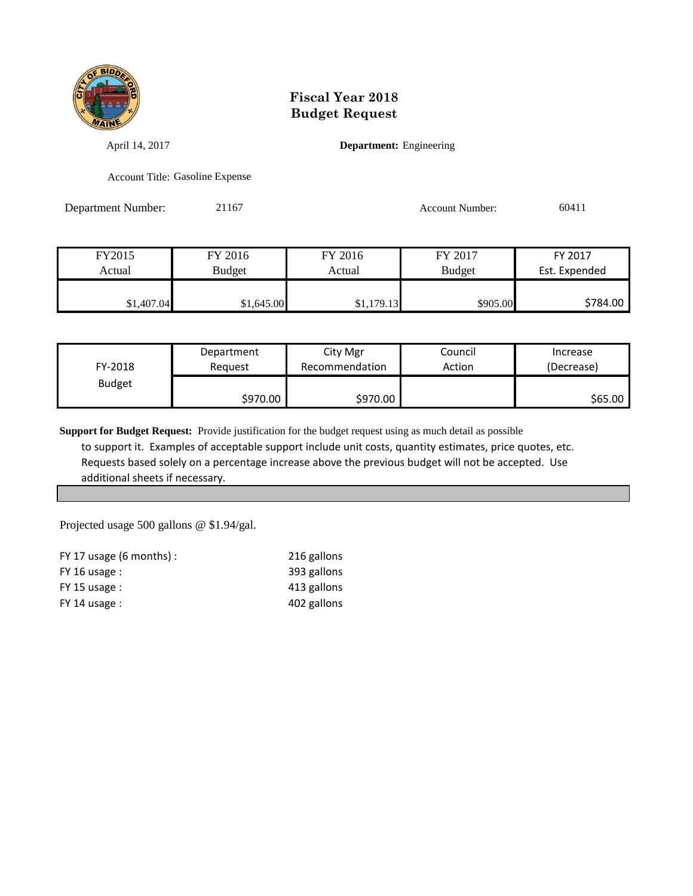# Fiscal Year 2018 Budget Request

April 14, 2017

**Department:** Engineering

Account Title: Gasoline Expense

Department Number: 21167

Account Number: 60411

| FY2015 Actual | FY 2016 Budget | FY 2016 Actual | FY 2017 Budget | FY 2017 Est. Expended |
|---|---|---|---|---|
| $1,407.04 | $1,645.00 | $1,179.13 | $905.00 | $784.00 |

| FY-2018 Budget | Department Request | City Mgr Recommendation | Council Action | Increase (Decrease) |
|---|---|---|---|---|
| | $970.00 | $970.00 | | $65.00 |

**Support for Budget Request:** Provide justification for the budget request using as much detail as possible to support it. Examples of acceptable support include unit costs, quantity estimates, price quotes, etc. Requests based solely on a percentage increase above the previous budget will not be accepted. Use additional sheets if necessary.

Projected usage 500 gallons @ $1.94/gal.

| | |
|---|---|
| FY 17 usage (6 months) : | 216 gallons |
| FY 16 usage : | 393 gallons |
| FY 15 usage : | 413 gallons |
| FY 14 usage : | 402 gallons |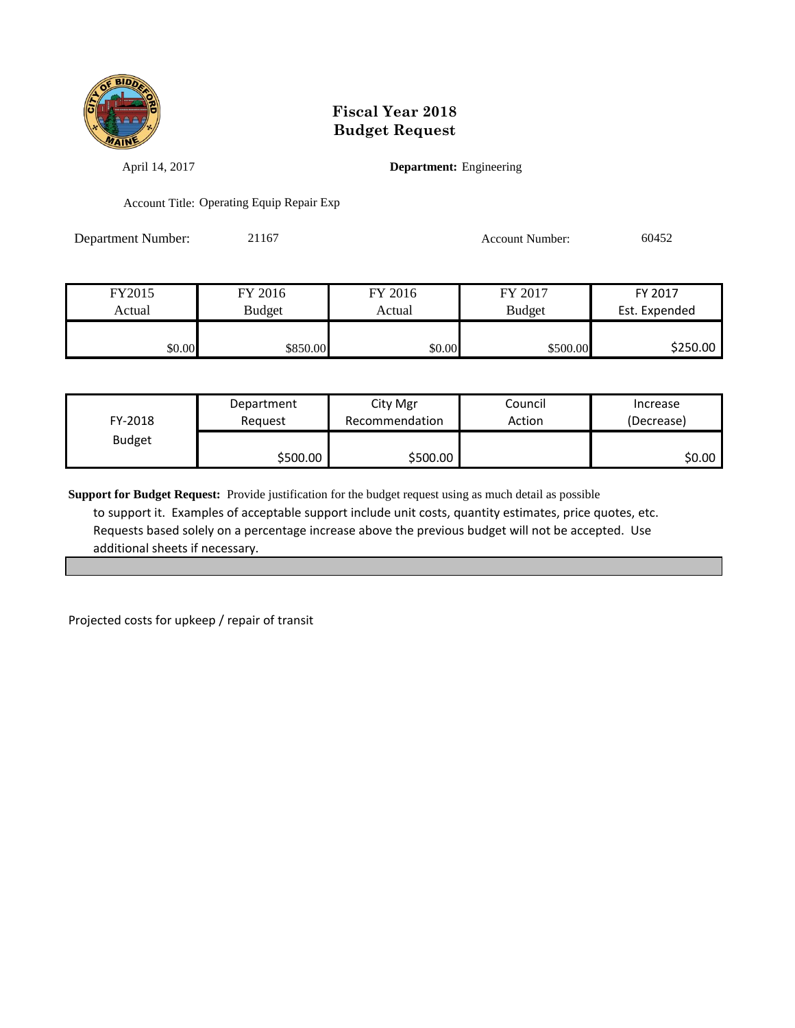# Fiscal Year 2018
# Budget Request

April 14, 2017

**Department:** Engineering

Account Title: Operating Equip Repair Exp

Department Number: 21167

Account Number: 60452

| FY2015 Actual | FY 2016 Budget | FY 2016 Actual | FY 2017 Budget | FY 2017 Est. Expended |
|---|---|---|---|---|
| $0.00 | $850.00 | $0.00 | $500.00 | $250.00 |

| FY-2018 Budget | Department Request | City Mgr Recommendation | Council Action | Increase (Decrease) |
|---|---|---|---|---|
| | $500.00 | $500.00 | | $0.00 |

**Support for Budget Request:** Provide justification for the budget request using as much detail as possible to support it. Examples of acceptable support include unit costs, quantity estimates, price quotes, etc. Requests based solely on a percentage increase above the previous budget will not be accepted. Use additional sheets if necessary.

Projected costs for upkeep / repair of transit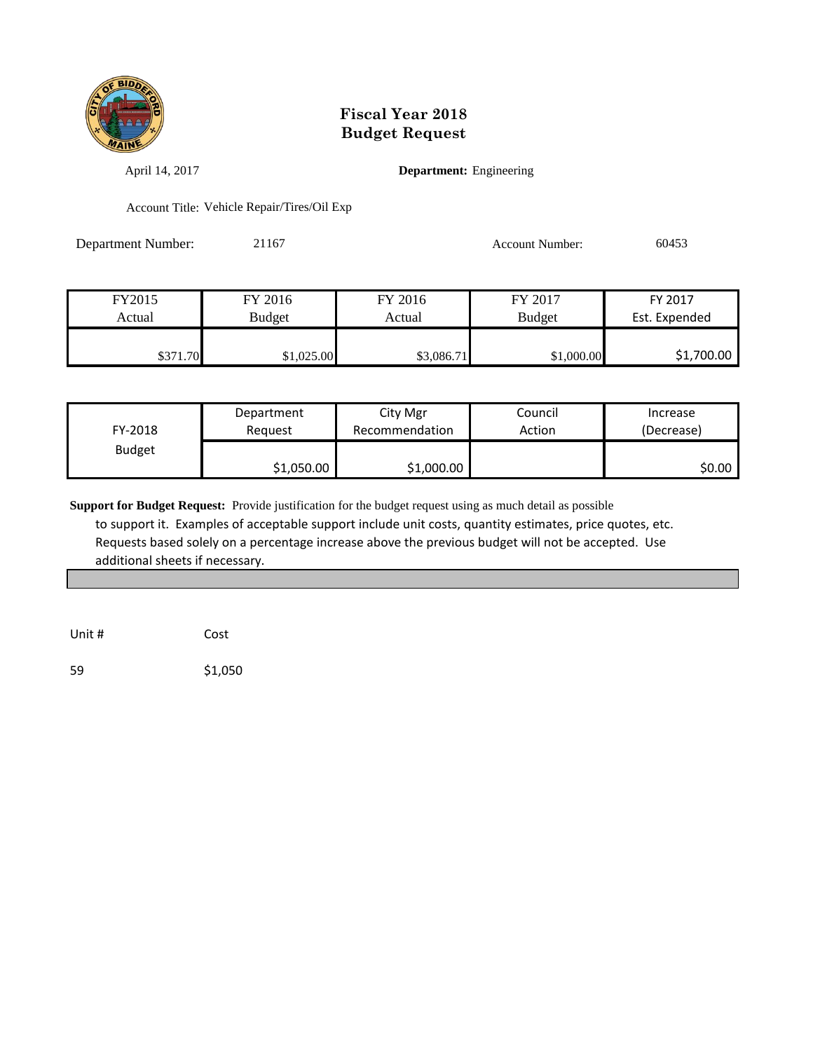# Fiscal Year 2018
# Budget Request

April 14, 2017

**Department:** Engineering

Account Title: Vehicle Repair/Tires/Oil Exp

Department Number: 21167

Account Number: 60453

| FY2015 Actual | FY 2016 Budget | FY 2016 Actual | FY 2017 Budget | FY 2017 Est. Expended |
|---|---|---|---|---|
| $371.70 | $1,025.00 | $3,086.71 | $1,000.00 | $1,700.00 |

| FY-2018 Budget | Department Request | City Mgr Recommendation | Council Action | Increase (Decrease) |
|---|---|---|---|---|
| | $1,050.00 | $1,000.00 | | $0.00 |

**Support for Budget Request:** Provide justification for the budget request using as much detail as possible to support it. Examples of acceptable support include unit costs, quantity estimates, price quotes, etc. Requests based solely on a percentage increase above the previous budget will not be accepted. Use additional sheets if necessary.

| Unit # | Cost |
|---|---|
| 59 | $1,050 |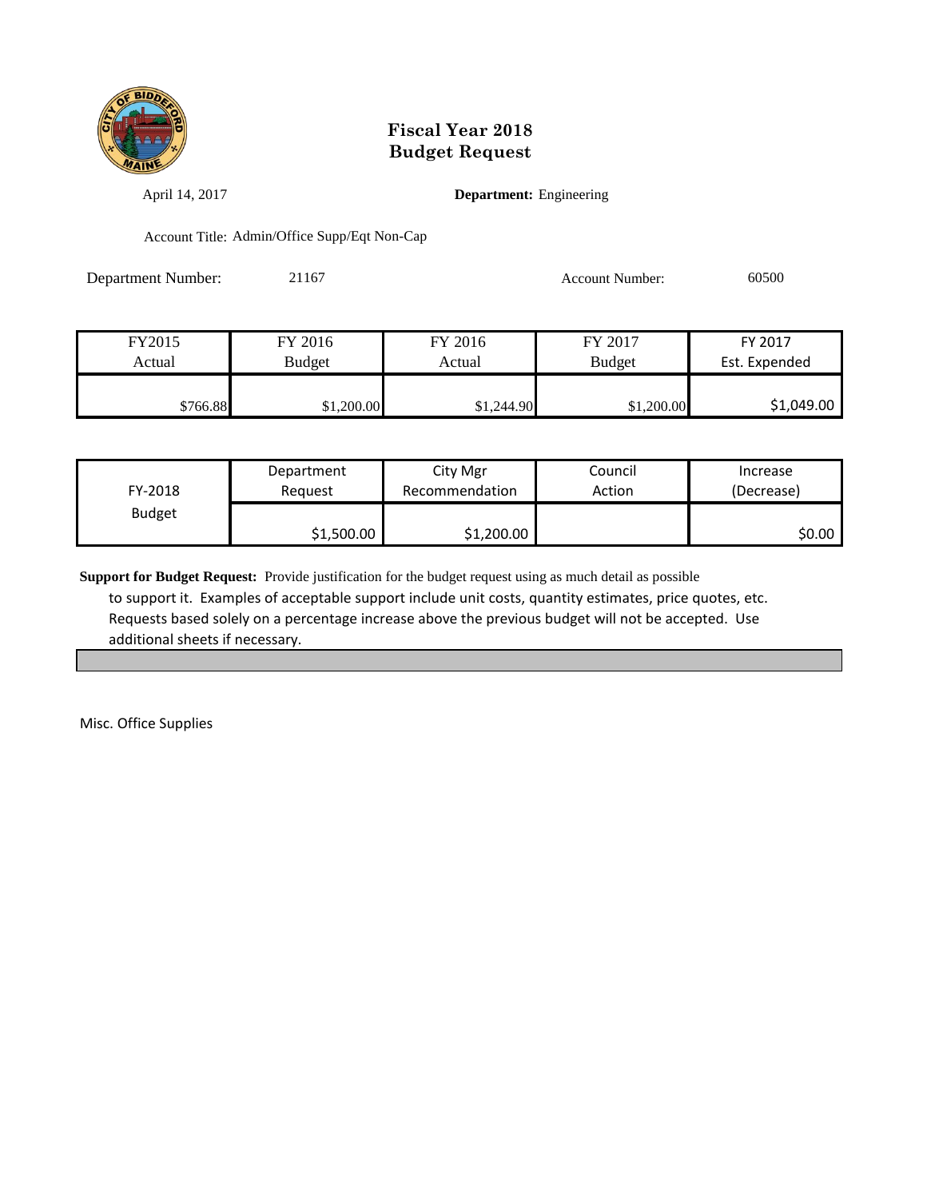# Fiscal Year 2018
# Budget Request

April 14, 2017

**Department:** Engineering

Account Title: Admin/Office Supp/Eqt Non-Cap

Department Number: 21167

Account Number: 60500

| FY2015 Actual | FY 2016 Budget | FY 2016 Actual | FY 2017 Budget | FY 2017 Est. Expended |
|---|---|---|---|---|
| $766.88 | $1,200.00 | $1,244.90 | $1,200.00 | $1,049.00 |

| FY-2018 Budget | Department Request | City Mgr Recommendation | Council Action | Increase (Decrease) |
|---|---|---|---|---|
| | $1,500.00 | $1,200.00 | | $0.00 |

**Support for Budget Request:** Provide justification for the budget request using as much detail as possible to support it. Examples of acceptable support include unit costs, quantity estimates, price quotes, etc. Requests based solely on a percentage increase above the previous budget will not be accepted. Use additional sheets if necessary.

Misc. Office Supplies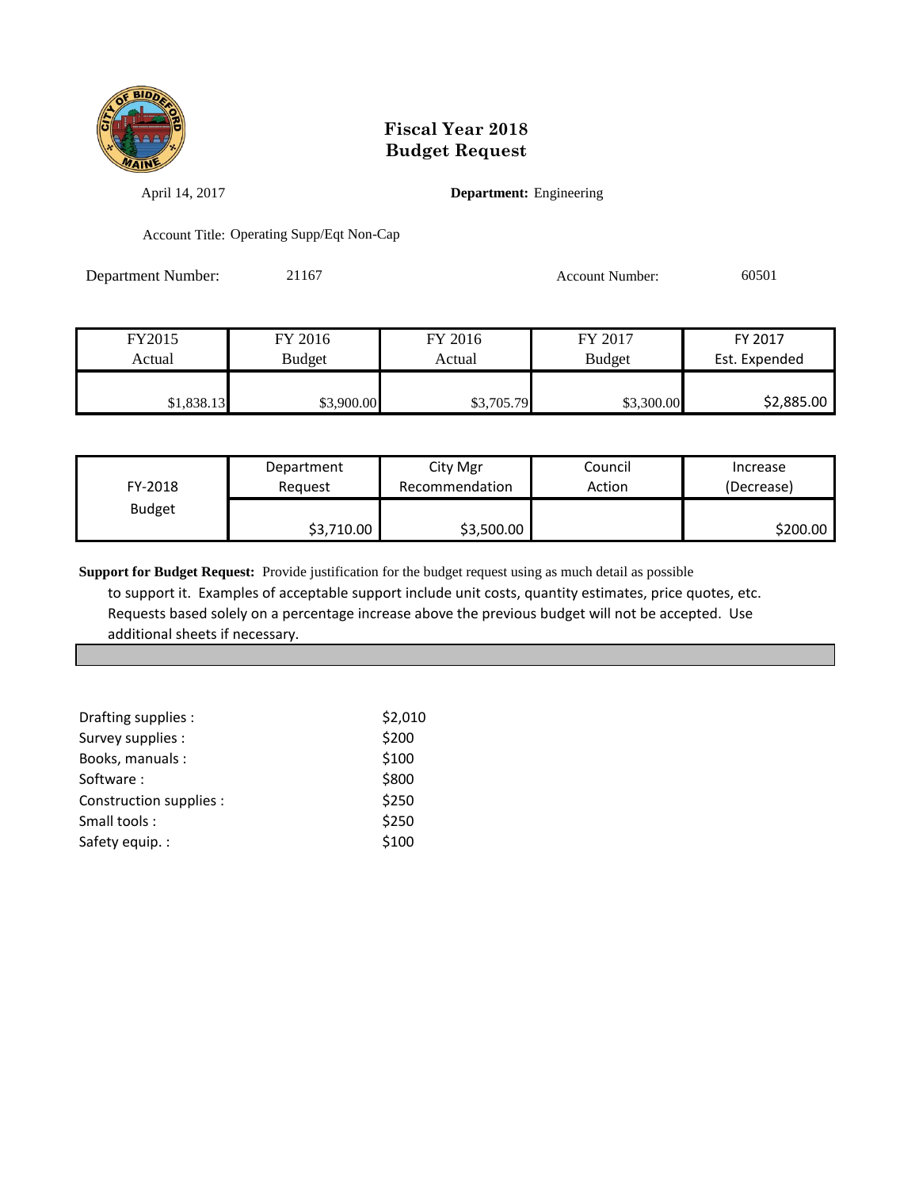# Fiscal Year 2018
# Budget Request

April 14, 2017

**Department:** Engineering

Account Title: Operating Supp/Eqt Non-Cap

Department Number: 21167

Account Number: 60501

| FY2015 Actual | FY 2016 Budget | FY 2016 Actual | FY 2017 Budget | FY 2017 Est. Expended |
|---|---|---|---|---|
| $1,838.13 | $3,900.00 | $3,705.79 | $3,300.00 | $2,885.00 |

| FY-2018 Budget | Department Request | City Mgr Recommendation | Council Action | Increase (Decrease) |
|---|---|---|---|---|
| | $3,710.00 | $3,500.00 | | $200.00 |

**Support for Budget Request:** Provide justification for the budget request using as much detail as possible to support it. Examples of acceptable support include unit costs, quantity estimates, price quotes, etc. Requests based solely on a percentage increase above the previous budget will not be accepted. Use additional sheets if necessary.

| | |
|---|---|
| Drafting supplies : | $2,010 |
| Survey supplies : | $200 |
| Books, manuals : | $100 |
| Software : | $800 |
| Construction supplies : | $250 |
| Small tools : | $250 |
| Safety equip. : | $100 |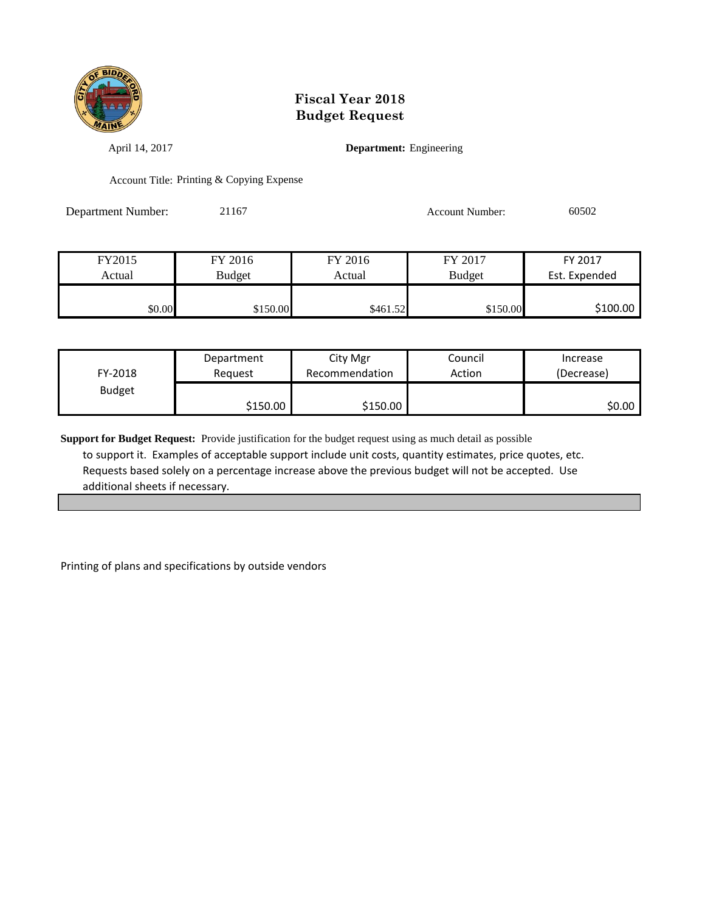# Fiscal Year 2018
# Budget Request

April 14, 2017

**Department:** Engineering

Account Title: Printing & Copying Expense

Department Number: 21167

Account Number: 60502

| FY2015 Actual | FY 2016 Budget | FY 2016 Actual | FY 2017 Budget | FY 2017 Est. Expended |
|---|---|---|---|---|
| $0.00 | $150.00 | $461.52 | $150.00 | $100.00 |

| FY-2018 Budget | Department Request | City Mgr Recommendation | Council Action | Increase (Decrease) |
|---|---|---|---|---|
| | $150.00 | $150.00 | | $0.00 |

**Support for Budget Request:** Provide justification for the budget request using as much detail as possible to support it. Examples of acceptable support include unit costs, quantity estimates, price quotes, etc. Requests based solely on a percentage increase above the previous budget will not be accepted. Use additional sheets if necessary.

Printing of plans and specifications by outside vendors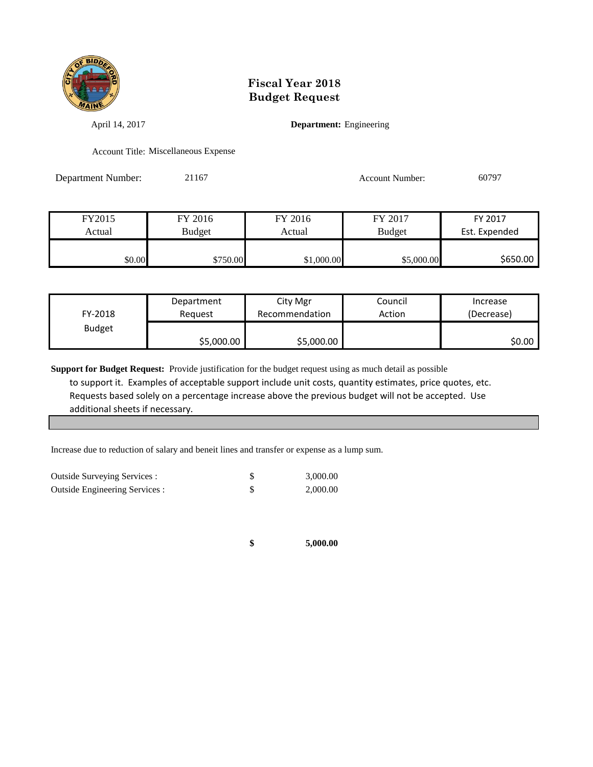# Fiscal Year 2018
# Budget Request

April 14, 2017

**Department:** Engineering

Account Title: Miscellaneous Expense

Department Number: 21167

Account Number: 60797

| FY2015 Actual | FY 2016 Budget | FY 2016 Actual | FY 2017 Budget | FY 2017 Est. Expended |
|---|---|---|---|---|
| $0.00 | $750.00 | $1,000.00 | $5,000.00 | $650.00 |

| FY-2018 Budget | Department Request | City Mgr Recommendation | Council Action | Increase (Decrease) |
|---|---|---|---|---|
| | $5,000.00 | $5,000.00 | | $0.00 |

**Support for Budget Request:** Provide justification for the budget request using as much detail as possible to support it. Examples of acceptable support include unit costs, quantity estimates, price quotes, etc. Requests based solely on a percentage increase above the previous budget will not be accepted. Use additional sheets if necessary.

Increase due to reduction of salary and beneit lines and transfer or expense as a lump sum.

| | | |
|---|---|---|
| Outside Surveying Services : | $ | 3,000.00 |
| Outside Engineering Services : | $ | 2,000.00 |
| | **$** | **5,000.00** |